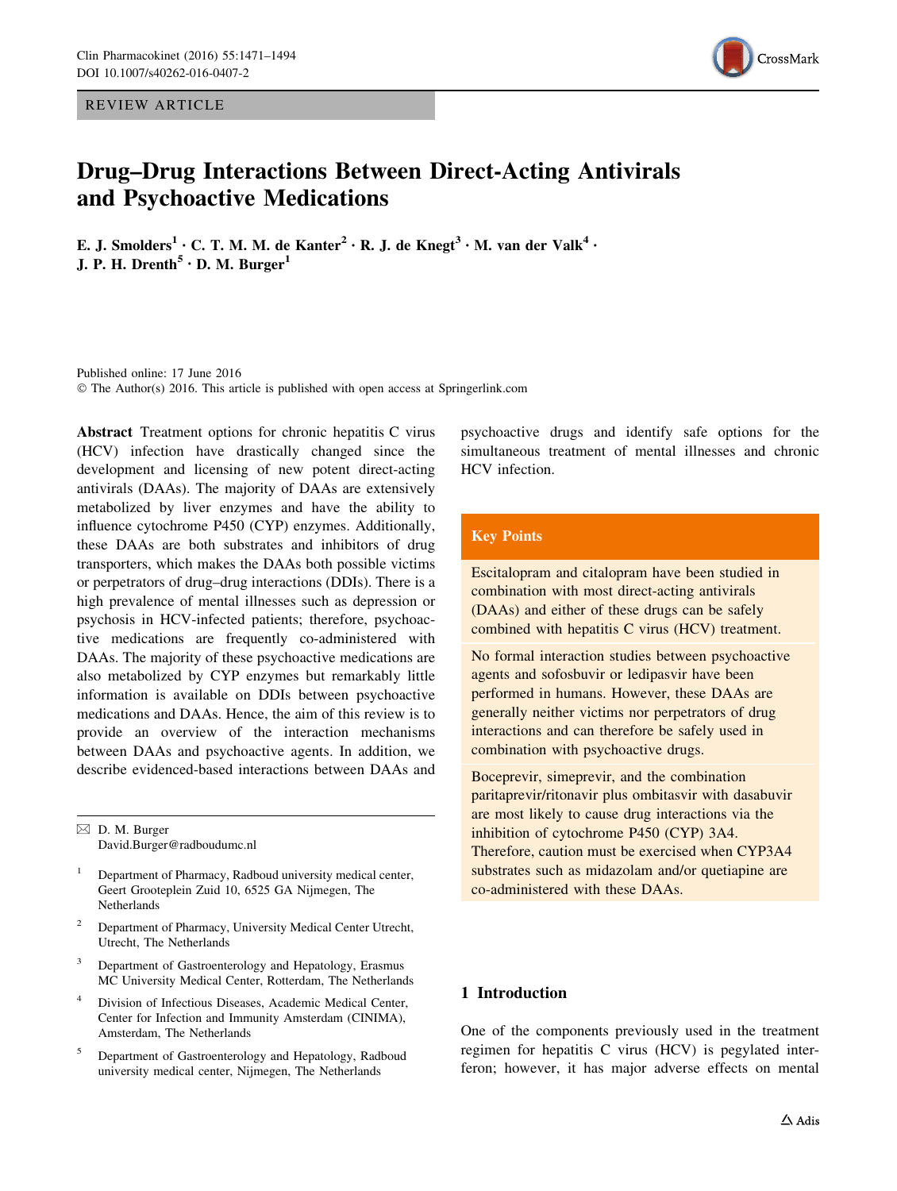REVIEW ARTICLE

# Drug–Drug Interactions Between Direct-Acting Antivirals and Psychoactive Medications

**E. J. Smolders[1] · C. T. M. M. de Kanter[2] · R. J. de Knegt[3] · M. van der Valk[4] · J. P. H. Drenth[5] · D. M. Burger[1]**

Published online: 17 June 2016
© The Author(s) 2016. This article is published with open access at Springerlink.com

**Abstract** Treatment options for chronic hepatitis C virus (HCV) infection have drastically changed since the development and licensing of new potent direct-acting antivirals (DAAs). The majority of DAAs are extensively metabolized by liver enzymes and have the ability to influence cytochrome P450 (CYP) enzymes. Additionally, these DAAs are both substrates and inhibitors of drug transporters, which makes the DAAs both possible victims or perpetrators of drug–drug interactions (DDIs). There is a high prevalence of mental illnesses such as depression or psychosis in HCV-infected patients; therefore, psychoactive medications are frequently co-administered with DAAs. The majority of these psychoactive medications are also metabolized by CYP enzymes but remarkably little information is available on DDIs between psychoactive medications and DAAs. Hence, the aim of this review is to provide an overview of the interaction mechanisms between DAAs and psychoactive agents. In addition, we describe evidenced-based interactions between DAAs and psychoactive drugs and identify safe options for the simultaneous treatment of mental illnesses and chronic HCV infection.

✉ D. M. Burger
David.Burger@radboudumc.nl

[1] Department of Pharmacy, Radboud university medical center, Geert Grooteplein Zuid 10, 6525 GA Nijmegen, The Netherlands

[2] Department of Pharmacy, University Medical Center Utrecht, Utrecht, The Netherlands

[3] Department of Gastroenterology and Hepatology, Erasmus MC University Medical Center, Rotterdam, The Netherlands

[4] Division of Infectious Diseases, Academic Medical Center, Center for Infection and Immunity Amsterdam (CINIMA), Amsterdam, The Netherlands

[5] Department of Gastroenterology and Hepatology, Radboud university medical center, Nijmegen, The Netherlands

**Key Points**

Escitalopram and citalopram have been studied in combination with most direct-acting antivirals (DAAs) and either of these drugs can be safely combined with hepatitis C virus (HCV) treatment.

No formal interaction studies between psychoactive agents and sofosbuvir or ledipasvir have been performed in humans. However, these DAAs are generally neither victims nor perpetrators of drug interactions and can therefore be safely used in combination with psychoactive drugs.

Boceprevir, simeprevir, and the combination paritaprevir/ritonavir plus ombitasvir with dasabuvir are most likely to cause drug interactions via the inhibition of cytochrome P450 (CYP) 3A4. Therefore, caution must be exercised when CYP3A4 substrates such as midazolam and/or quetiapine are co-administered with these DAAs.

## 1 Introduction

One of the components previously used in the treatment regimen for hepatitis C virus (HCV) is pegylated interferon; however, it has major adverse effects on mental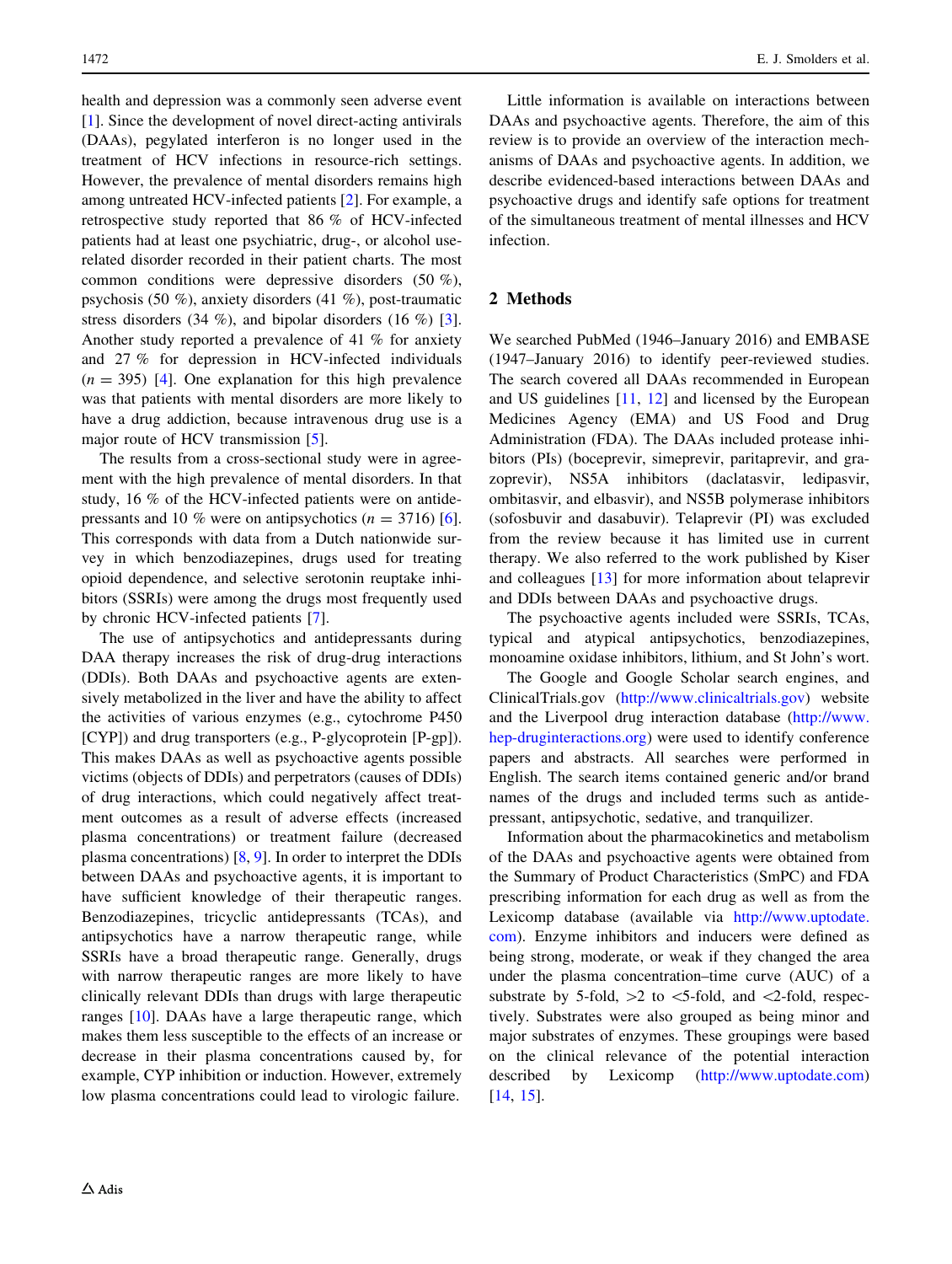health and depression was a commonly seen adverse event [1]. Since the development of novel direct-acting antivirals (DAAs), pegylated interferon is no longer used in the treatment of HCV infections in resource-rich settings. However, the prevalence of mental disorders remains high among untreated HCV-infected patients [2]. For example, a retrospective study reported that 86 % of HCV-infected patients had at least one psychiatric, drug-, or alcohol use-related disorder recorded in their patient charts. The most common conditions were depressive disorders (50 %), psychosis (50 %), anxiety disorders (41 %), post-traumatic stress disorders (34 %), and bipolar disorders (16 %) [3]. Another study reported a prevalence of 41 % for anxiety and 27 % for depression in HCV-infected individuals ($n = 395$) [4]. One explanation for this high prevalence was that patients with mental disorders are more likely to have a drug addiction, because intravenous drug use is a major route of HCV transmission [5].

The results from a cross-sectional study were in agreement with the high prevalence of mental disorders. In that study, 16 % of the HCV-infected patients were on antidepressants and 10 % were on antipsychotics ($n = 3716$) [6]. This corresponds with data from a Dutch nationwide survey in which benzodiazepines, drugs used for treating opioid dependence, and selective serotonin reuptake inhibitors (SSRIs) were among the drugs most frequently used by chronic HCV-infected patients [7].

The use of antipsychotics and antidepressants during DAA therapy increases the risk of drug-drug interactions (DDIs). Both DAAs and psychoactive agents are extensively metabolized in the liver and have the ability to affect the activities of various enzymes (e.g., cytochrome P450 [CYP]) and drug transporters (e.g., P-glycoprotein [P-gp]). This makes DAAs as well as psychoactive agents possible victims (objects of DDIs) and perpetrators (causes of DDIs) of drug interactions, which could negatively affect treatment outcomes as a result of adverse effects (increased plasma concentrations) or treatment failure (decreased plasma concentrations) [8, 9]. In order to interpret the DDIs between DAAs and psychoactive agents, it is important to have sufficient knowledge of their therapeutic ranges. Benzodiazepines, tricyclic antidepressants (TCAs), and antipsychotics have a narrow therapeutic range, while SSRIs have a broad therapeutic range. Generally, drugs with narrow therapeutic ranges are more likely to have clinically relevant DDIs than drugs with large therapeutic ranges [10]. DAAs have a large therapeutic range, which makes them less susceptible to the effects of an increase or decrease in their plasma concentrations caused by, for example, CYP inhibition or induction. However, extremely low plasma concentrations could lead to virologic failure.

Little information is available on interactions between DAAs and psychoactive agents. Therefore, the aim of this review is to provide an overview of the interaction mechanisms of DAAs and psychoactive agents. In addition, we describe evidenced-based interactions between DAAs and psychoactive drugs and identify safe options for treatment of the simultaneous treatment of mental illnesses and HCV infection.

## 2 Methods

We searched PubMed (1946–January 2016) and EMBASE (1947–January 2016) to identify peer-reviewed studies. The search covered all DAAs recommended in European and US guidelines [11, 12] and licensed by the European Medicines Agency (EMA) and US Food and Drug Administration (FDA). The DAAs included protease inhibitors (PIs) (boceprevir, simeprevir, paritaprevir, and grazoprevir), NS5A inhibitors (daclatasvir, ledipasvir, ombitasvir, and elbasvir), and NS5B polymerase inhibitors (sofosbuvir and dasabuvir). Telaprevir (PI) was excluded from the review because it has limited use in current therapy. We also referred to the work published by Kiser and colleagues [13] for more information about telaprevir and DDIs between DAAs and psychoactive drugs.

The psychoactive agents included were SSRIs, TCAs, typical and atypical antipsychotics, benzodiazepines, monoamine oxidase inhibitors, lithium, and St John's wort.

The Google and Google Scholar search engines, and ClinicalTrials.gov (http://www.clinicaltrials.gov) website and the Liverpool drug interaction database (http://www.hep-druginteractions.org) were used to identify conference papers and abstracts. All searches were performed in English. The search items contained generic and/or brand names of the drugs and included terms such as antidepressant, antipsychotic, sedative, and tranquilizer.

Information about the pharmacokinetics and metabolism of the DAAs and psychoactive agents were obtained from the Summary of Product Characteristics (SmPC) and FDA prescribing information for each drug as well as from the Lexicomp database (available via http://www.uptodate.com). Enzyme inhibitors and inducers were defined as being strong, moderate, or weak if they changed the area under the plasma concentration–time curve (AUC) of a substrate by 5-fold, >2 to <5-fold, and <2-fold, respectively. Substrates were also grouped as being minor and major substrates of enzymes. These groupings were based on the clinical relevance of the potential interaction described by Lexicomp (http://www.uptodate.com) [14, 15].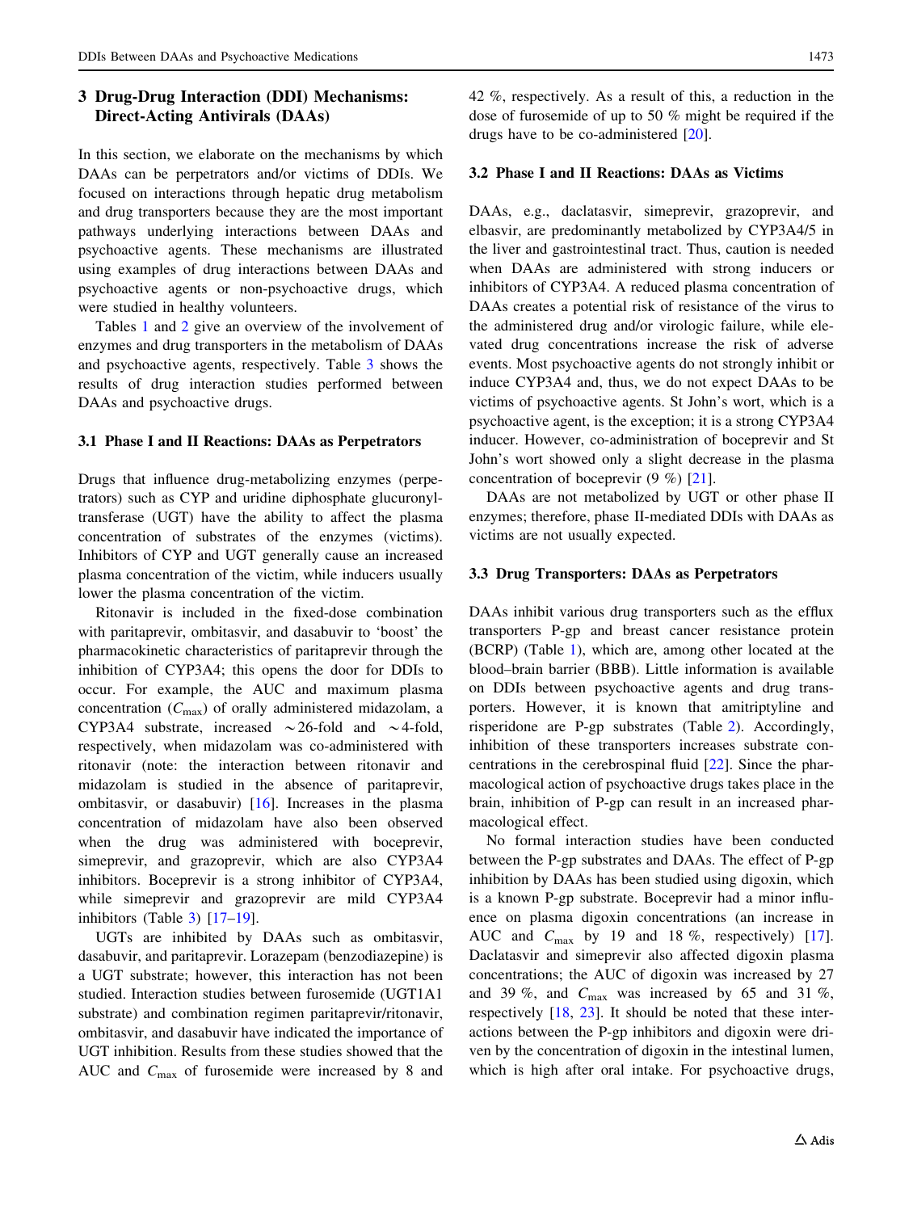## 3 Drug-Drug Interaction (DDI) Mechanisms: Direct-Acting Antivirals (DAAs)

In this section, we elaborate on the mechanisms by which DAAs can be perpetrators and/or victims of DDIs. We focused on interactions through hepatic drug metabolism and drug transporters because they are the most important pathways underlying interactions between DAAs and psychoactive agents. These mechanisms are illustrated using examples of drug interactions between DAAs and psychoactive agents or non-psychoactive drugs, which were studied in healthy volunteers.

Tables 1 and 2 give an overview of the involvement of enzymes and drug transporters in the metabolism of DAAs and psychoactive agents, respectively. Table 3 shows the results of drug interaction studies performed between DAAs and psychoactive drugs.

### 3.1 Phase I and II Reactions: DAAs as Perpetrators

Drugs that influence drug-metabolizing enzymes (perpetrators) such as CYP and uridine diphosphate glucuronyltransferase (UGT) have the ability to affect the plasma concentration of substrates of the enzymes (victims). Inhibitors of CYP and UGT generally cause an increased plasma concentration of the victim, while inducers usually lower the plasma concentration of the victim.

Ritonavir is included in the fixed-dose combination with paritaprevir, ombitasvir, and dasabuvir to 'boost' the pharmacokinetic characteristics of paritaprevir through the inhibition of CYP3A4; this opens the door for DDIs to occur. For example, the AUC and maximum plasma concentration ($C_{max}$) of orally administered midazolam, a CYP3A4 substrate, increased ~26-fold and ~4-fold, respectively, when midazolam was co-administered with ritonavir (note: the interaction between ritonavir and midazolam is studied in the absence of paritaprevir, ombitasvir, or dasabuvir) [16]. Increases in the plasma concentration of midazolam have also been observed when the drug was administered with boceprevir, simeprevir, and grazoprevir, which are also CYP3A4 inhibitors. Boceprevir is a strong inhibitor of CYP3A4, while simeprevir and grazoprevir are mild CYP3A4 inhibitors (Table 3) [17–19].

UGTs are inhibited by DAAs such as ombitasvir, dasabuvir, and paritaprevir. Lorazepam (benzodiazepine) is a UGT substrate; however, this interaction has not been studied. Interaction studies between furosemide (UGT1A1 substrate) and combination regimen paritaprevir/ritonavir, ombitasvir, and dasabuvir have indicated the importance of UGT inhibition. Results from these studies showed that the AUC and $C_{max}$ of furosemide were increased by 8 and 42 %, respectively. As a result of this, a reduction in the dose of furosemide of up to 50 % might be required if the drugs have to be co-administered [20].

### 3.2 Phase I and II Reactions: DAAs as Victims

DAAs, e.g., daclatasvir, simeprevir, grazoprevir, and elbasvir, are predominantly metabolized by CYP3A4/5 in the liver and gastrointestinal tract. Thus, caution is needed when DAAs are administered with strong inducers or inhibitors of CYP3A4. A reduced plasma concentration of DAAs creates a potential risk of resistance of the virus to the administered drug and/or virologic failure, while elevated drug concentrations increase the risk of adverse events. Most psychoactive agents do not strongly inhibit or induce CYP3A4 and, thus, we do not expect DAAs to be victims of psychoactive agents. St John's wort, which is a psychoactive agent, is the exception; it is a strong CYP3A4 inducer. However, co-administration of boceprevir and St John's wort showed only a slight decrease in the plasma concentration of boceprevir (9 %) [21].

DAAs are not metabolized by UGT or other phase II enzymes; therefore, phase II-mediated DDIs with DAAs as victims are not usually expected.

### 3.3 Drug Transporters: DAAs as Perpetrators

DAAs inhibit various drug transporters such as the efflux transporters P-gp and breast cancer resistance protein (BCRP) (Table 1), which are, among other located at the blood–brain barrier (BBB). Little information is available on DDIs between psychoactive agents and drug transporters. However, it is known that amitriptyline and risperidone are P-gp substrates (Table 2). Accordingly, inhibition of these transporters increases substrate concentrations in the cerebrospinal fluid [22]. Since the pharmacological action of psychoactive drugs takes place in the brain, inhibition of P-gp can result in an increased pharmacological effect.

No formal interaction studies have been conducted between the P-gp substrates and DAAs. The effect of P-gp inhibition by DAAs has been studied using digoxin, which is a known P-gp substrate. Boceprevir had a minor influence on plasma digoxin concentrations (an increase in AUC and $C_{max}$ by 19 and 18 %, respectively) [17]. Daclatasvir and simeprevir also affected digoxin plasma concentrations; the AUC of digoxin was increased by 27 and 39 %, and $C_{max}$ was increased by 65 and 31 %, respectively [18, 23]. It should be noted that these interactions between the P-gp inhibitors and digoxin were driven by the concentration of digoxin in the intestinal lumen, which is high after oral intake. For psychoactive drugs,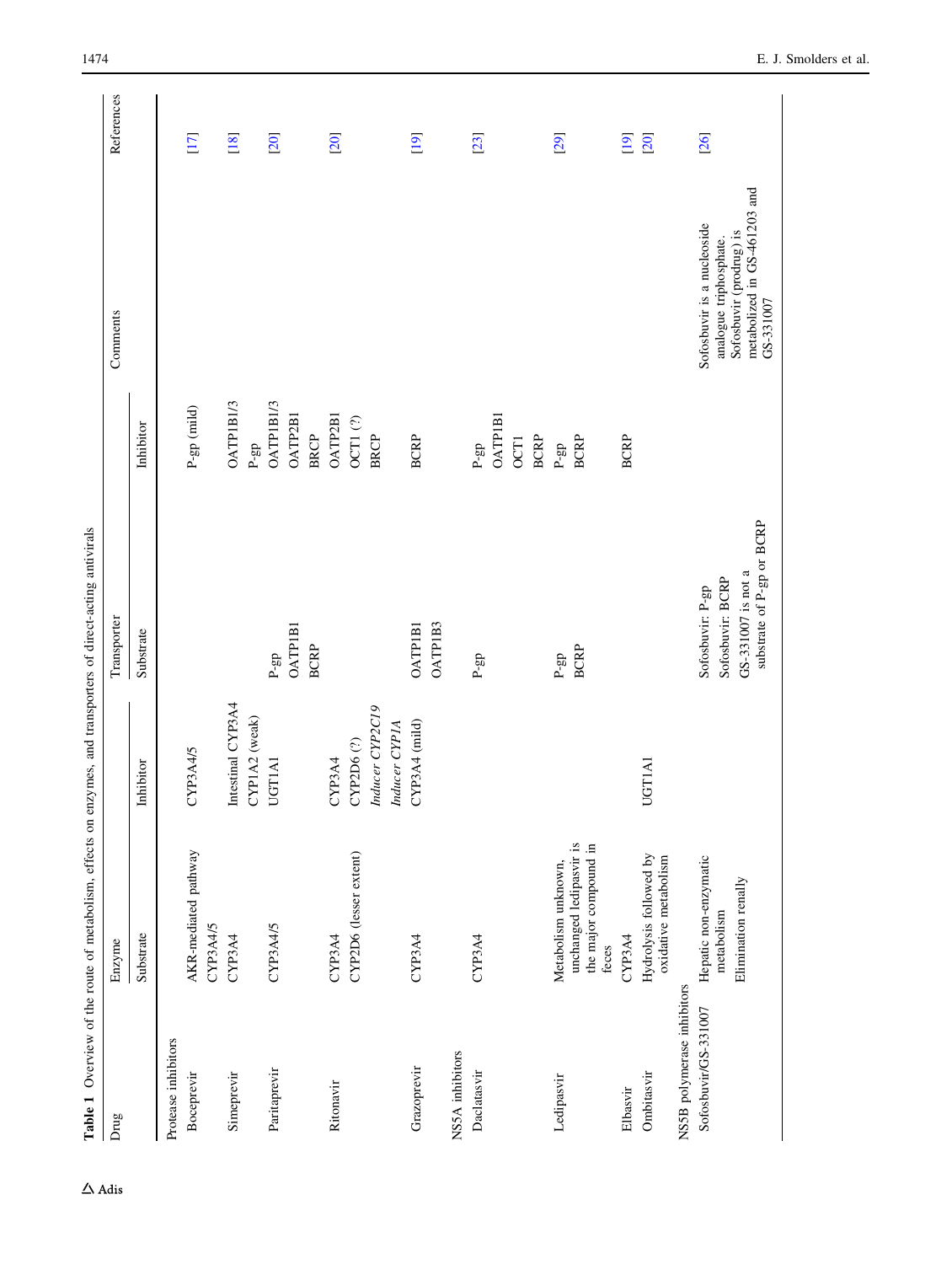**Table 1** Overview of the route of metabolism, effects on enzymes, and transporters of direct-acting antivirals

| Drug | Enzyme | | Transporter | | Comments | References |
|---|---|---|---|---|---|---|
| | Substrate | Inhibitor | Substrate | Inhibitor | | |
| *Protease inhibitors* | | | | | | |
| Boceprevir | AKR-mediated pathway<br>CYP3A4/5 | CYP3A4/5 | | P-gp (mild) | | [17] |
| Simeprevir | CYP3A4 | Intestinal CYP3A4<br>CYP1A2 (weak) | | OATP1B1/3<br>P-gp | | [18] |
| Paritaprevir | CYP3A4/5 | UGT1A1 | P-gp<br>OATP1B1<br>BCRP | OATP1B1/3<br>OATP2B1<br>BRCP | | [20] |
| Ritonavir | CYP3A4<br>CYP2D6 (lesser extent) | CYP3A4<br>CYP2D6 (?)<br>*Inducer CYP2C19*<br>*Inducer CYP1A* | | OATP2B1<br>OCT1 (?)<br>BRCP | | [20] |
| Grazoprevir | CYP3A4 | CYP3A4 (mild) | OATP1B1<br>OATP1B3 | BCRP | | [19] |
| *NS5A inhibitors* | | | | | | |
| Daclatasvir | CYP3A4 | | P-gp | P-gp<br>OATP1B1<br>OCT1<br>BCRP | | [23] |
| Ledipasvir | Metabolism unknown, unchanged ledipasvir is the major compound in feces | | P-gp<br>BCRP | P-gp<br>BCRP | | [29] |
| Elbasvir | CYP3A4 | | | BCRP | | [19] |
| Ombitasvir | Hydrolysis followed by oxidative metabolism | UGT1A1 | | | | [20] |
| *NS5B polymerase inhibitors* | | | | | | |
| Sofosbuvir/GS-331007 | Hepatic non-enzymatic metabolism<br>Elimination renally | | Sofosbuvir: P-gp<br>Sofosbuvir: BCRP<br>GS-331007 is not a substrate of P-gp or BCRP | | Sofosbuvir is a nucleoside analogue triphosphate. Sofosbuvir (prodrug) is metabolized in GS-461203 and GS-331007 | [26] |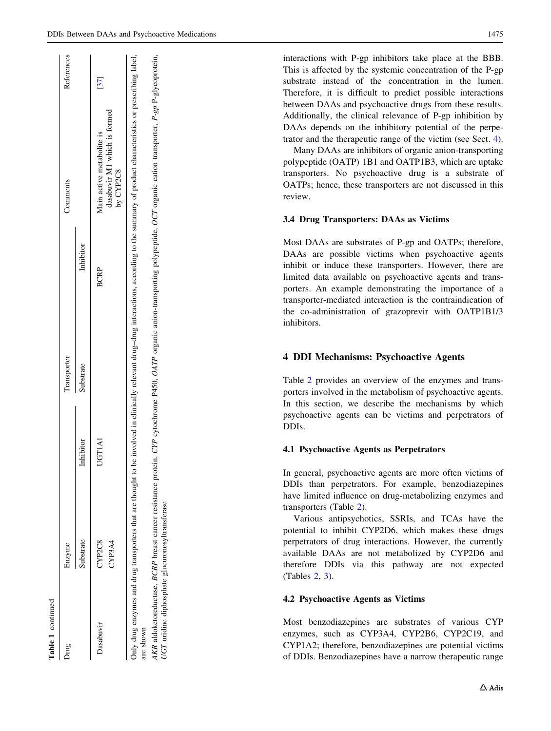**Table 1** continued

| Drug | Enzyme | | Transporter | | Comments | References |
|---|---|---|---|---|---|---|
| | Substrate | Inhibitor | Substrate | Inhibitor | | |
| Dasabuvir | CYP2C8<br>CYP3A4 | UGT1A1 | | BCRP | Main active metabolite is dasabuvir M1 which is formed by CYP2C8 | [37] |

Only drug enzymes and drug transporters that are thought to be involved in clinically relevant drug–drug interactions, according to the summary of product characteristics or prescribing label, are shown

*AKR* aldoketoreductase, *BCRP* breast cancer resistance protein, *CYP* cytochrome P450, *OATP* organic anion-transporting polypeptide, *OCT* organic cation transporter, *P-gp* P-glycoprotein, *UGT* uridine diphosphate glucuronosyltransferase

interactions with P-gp inhibitors take place at the BBB. This is affected by the systemic concentration of the P-gp substrate instead of the concentration in the lumen. Therefore, it is difficult to predict possible interactions between DAAs and psychoactive drugs from these results. Additionally, the clinical relevance of P-gp inhibition by DAAs depends on the inhibitory potential of the perpetrator and the therapeutic range of the victim (see Sect. 4).

Many DAAs are inhibitors of organic anion-transporting polypeptide (OATP) 1B1 and OATP1B3, which are uptake transporters. No psychoactive drug is a substrate of OATPs; hence, these transporters are not discussed in this review.

### 3.4 Drug Transporters: DAAs as Victims

Most DAAs are substrates of P-gp and OATPs; therefore, DAAs are possible victims when psychoactive agents inhibit or induce these transporters. However, there are limited data available on psychoactive agents and transporters. An example demonstrating the importance of a transporter-mediated interaction is the contraindication of the co-administration of grazoprevir with OATP1B1/3 inhibitors.

## 4 DDI Mechanisms: Psychoactive Agents

Table 2 provides an overview of the enzymes and transporters involved in the metabolism of psychoactive agents. In this section, we describe the mechanisms by which psychoactive agents can be victims and perpetrators of DDIs.

### 4.1 Psychoactive Agents as Perpetrators

In general, psychoactive agents are more often victims of DDIs than perpetrators. For example, benzodiazepines have limited influence on drug-metabolizing enzymes and transporters (Table 2).

Various antipsychotics, SSRIs, and TCAs have the potential to inhibit CYP2D6, which makes these drugs perpetrators of drug interactions. However, the currently available DAAs are not metabolized by CYP2D6 and therefore DDIs via this pathway are not expected (Tables 2, 3).

### 4.2 Psychoactive Agents as Victims

Most benzodiazepines are substrates of various CYP enzymes, such as CYP3A4, CYP2B6, CYP2C19, and CYP1A2; therefore, benzodiazepines are potential victims of DDIs. Benzodiazepines have a narrow therapeutic range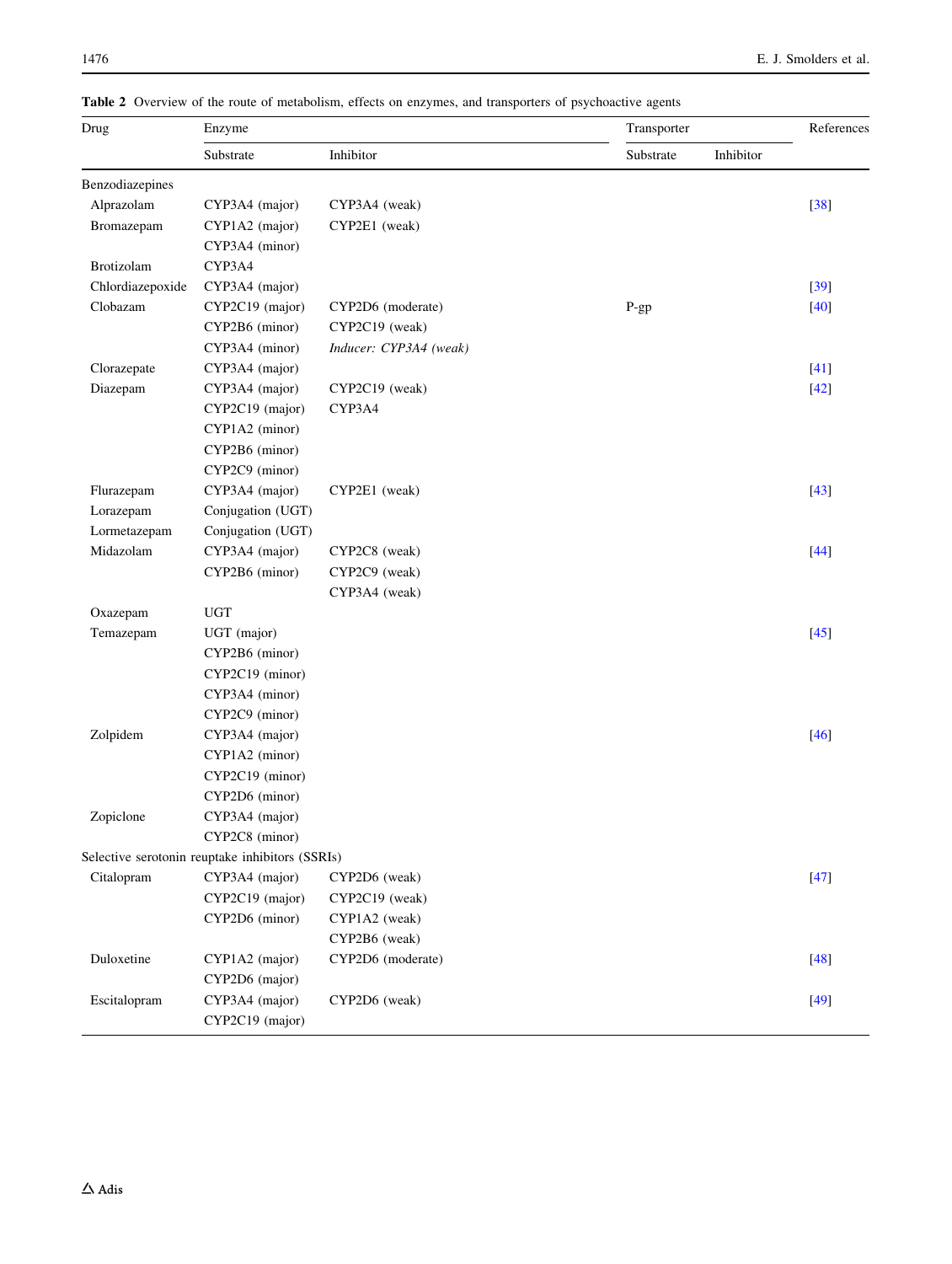**Table 2** Overview of the route of metabolism, effects on enzymes, and transporters of psychoactive agents

| Drug | Enzyme | | Transporter | | References |
|---|---|---|---|---|---|
| | Substrate | Inhibitor | Substrate | Inhibitor | |
| Benzodiazepines | | | | | |
| Alprazolam | CYP3A4 (major) | CYP3A4 (weak) | | | [38] |
| Bromazepam | CYP1A2 (major) | CYP2E1 (weak) | | | |
| | CYP3A4 (minor) | | | | |
| Brotizolam | CYP3A4 | | | | |
| Chlordiazepoxide | CYP3A4 (major) | | | | [39] |
| Clobazam | CYP2C19 (major) | CYP2D6 (moderate) | P-gp | | [40] |
| | CYP2B6 (minor) | CYP2C19 (weak) | | | |
| | CYP3A4 (minor) | *Inducer: CYP3A4 (weak)* | | | |
| Clorazepate | CYP3A4 (major) | | | | [41] |
| Diazepam | CYP3A4 (major) | CYP2C19 (weak) | | | [42] |
| | CYP2C19 (major) | CYP3A4 | | | |
| | CYP1A2 (minor) | | | | |
| | CYP2B6 (minor) | | | | |
| | CYP2C9 (minor) | | | | |
| Flurazepam | CYP3A4 (major) | CYP2E1 (weak) | | | [43] |
| Lorazepam | Conjugation (UGT) | | | | |
| Lormetazepam | Conjugation (UGT) | | | | |
| Midazolam | CYP3A4 (major) | CYP2C8 (weak) | | | [44] |
| | CYP2B6 (minor) | CYP2C9 (weak) | | | |
| | | CYP3A4 (weak) | | | |
| Oxazepam | UGT | | | | |
| Temazepam | UGT (major) | | | | [45] |
| | CYP2B6 (minor) | | | | |
| | CYP2C19 (minor) | | | | |
| | CYP3A4 (minor) | | | | |
| | CYP2C9 (minor) | | | | |
| Zolpidem | CYP3A4 (major) | | | | [46] |
| | CYP1A2 (minor) | | | | |
| | CYP2C19 (minor) | | | | |
| | CYP2D6 (minor) | | | | |
| Zopiclone | CYP3A4 (major) | | | | |
| | CYP2C8 (minor) | | | | |
| Selective serotonin reuptake inhibitors (SSRIs) | | | | | |
| Citalopram | CYP3A4 (major) | CYP2D6 (weak) | | | [47] |
| | CYP2C19 (major) | CYP2C19 (weak) | | | |
| | CYP2D6 (minor) | CYP1A2 (weak) | | | |
| | | CYP2B6 (weak) | | | |
| Duloxetine | CYP1A2 (major) | CYP2D6 (moderate) | | | [48] |
| | CYP2D6 (major) | | | | |
| Escitalopram | CYP3A4 (major) | CYP2D6 (weak) | | | [49] |
| | CYP2C19 (major) | | | | |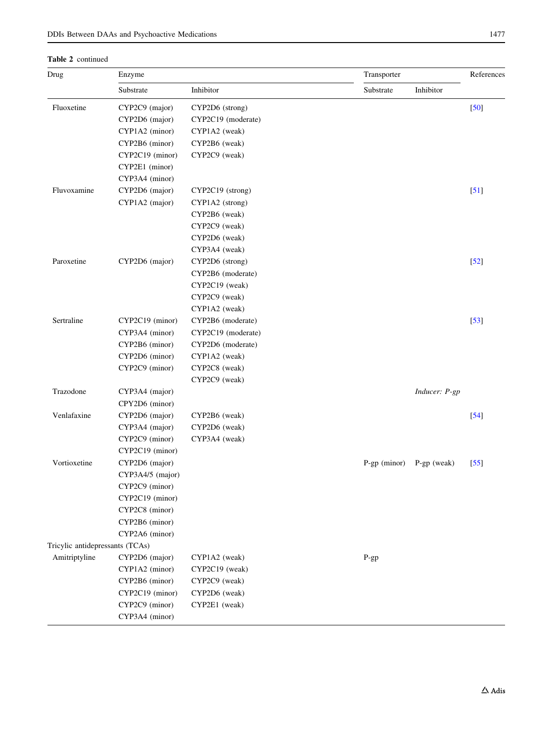**Table 2** continued

| Drug | Enzyme | | Transporter | | References |
|---|---|---|---|---|---|
| | Substrate | Inhibitor | Substrate | Inhibitor | |
| Fluoxetine | CYP2C9 (major) | CYP2D6 (strong) | | | [50] |
| | CYP2D6 (major) | CYP2C19 (moderate) | | | |
| | CYP1A2 (minor) | CYP1A2 (weak) | | | |
| | CYP2B6 (minor) | CYP2B6 (weak) | | | |
| | CYP2C19 (minor) | CYP2C9 (weak) | | | |
| | CYP2E1 (minor) | | | | |
| | CYP3A4 (minor) | | | | |
| Fluvoxamine | CYP2D6 (major) | CYP2C19 (strong) | | | [51] |
| | CYP1A2 (major) | CYP1A2 (strong) | | | |
| | | CYP2B6 (weak) | | | |
| | | CYP2C9 (weak) | | | |
| | | CYP2D6 (weak) | | | |
| | | CYP3A4 (weak) | | | |
| Paroxetine | CYP2D6 (major) | CYP2D6 (strong) | | | [52] |
| | | CYP2B6 (moderate) | | | |
| | | CYP2C19 (weak) | | | |
| | | CYP2C9 (weak) | | | |
| | | CYP1A2 (weak) | | | |
| Sertraline | CYP2C19 (minor) | CYP2B6 (moderate) | | | [53] |
| | CYP3A4 (minor) | CYP2C19 (moderate) | | | |
| | CYP2B6 (minor) | CYP2D6 (moderate) | | | |
| | CYP2D6 (minor) | CYP1A2 (weak) | | | |
| | CYP2C9 (minor) | CYP2C8 (weak) | | | |
| | | CYP2C9 (weak) | | | |
| Trazodone | CYP3A4 (major) | | | *Inducer: P-gp* | |
| | CPY2D6 (minor) | | | | |
| Venlafaxine | CYP2D6 (major) | CYP2B6 (weak) | | | [54] |
| | CYP3A4 (major) | CYP2D6 (weak) | | | |
| | CYP2C9 (minor) | CYP3A4 (weak) | | | |
| | CYP2C19 (minor) | | | | |
| Vortioxetine | CYP2D6 (major) | | P-gp (minor) | P-gp (weak) | [55] |
| | CYP3A4/5 (major) | | | | |
| | CYP2C9 (minor) | | | | |
| | CYP2C19 (minor) | | | | |
| | CYP2C8 (minor) | | | | |
| | CYP2B6 (minor) | | | | |
| | CYP2A6 (minor) | | | | |
| Tricylic antidepressants (TCAs) | | | | | |
| Amitriptyline | CYP2D6 (major) | CYP1A2 (weak) | P-gp | | |
| | CYP1A2 (minor) | CYP2C19 (weak) | | | |
| | CYP2B6 (minor) | CYP2C9 (weak) | | | |
| | CYP2C19 (minor) | CYP2D6 (weak) | | | |
| | CYP2C9 (minor) | CYP2E1 (weak) | | | |
| | CYP3A4 (minor) | | | | |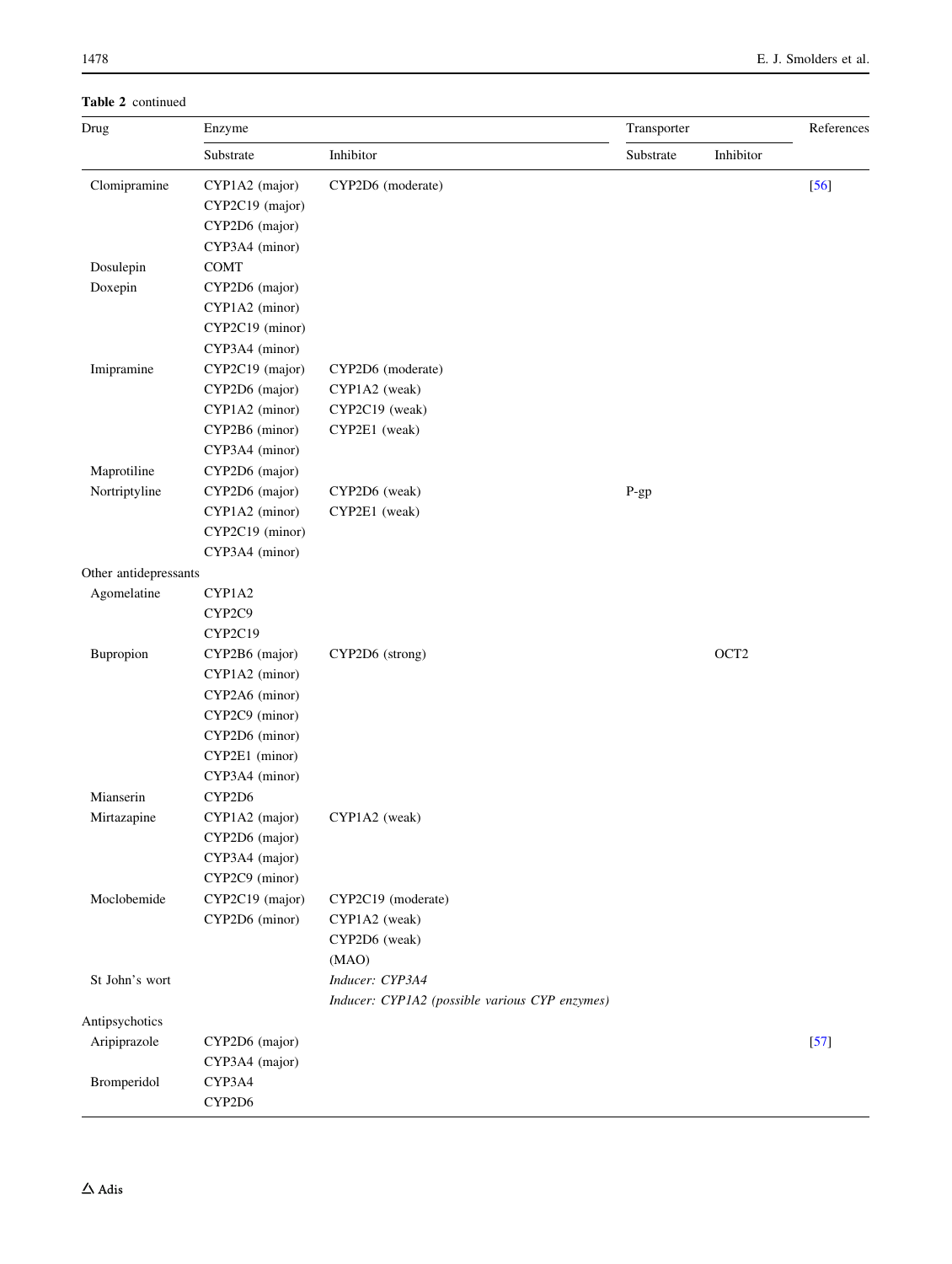**Table 2** continued

| Drug | Enzyme | | Transporter | | References |
|---|---|---|---|---|---|
| | Substrate | Inhibitor | Substrate | Inhibitor | |
| Clomipramine | CYP1A2 (major)<br>CYP2C19 (major)<br>CYP2D6 (major)<br>CYP3A4 (minor) | CYP2D6 (moderate) | | | [56] |
| Dosulepin | COMT | | | | |
| Doxepin | CYP2D6 (major)<br>CYP1A2 (minor)<br>CYP2C19 (minor)<br>CYP3A4 (minor) | | | | |
| Imipramine | CYP2C19 (major)<br>CYP2D6 (major)<br>CYP1A2 (minor)<br>CYP2B6 (minor)<br>CYP3A4 (minor) | CYP2D6 (moderate)<br>CYP1A2 (weak)<br>CYP2C19 (weak)<br>CYP2E1 (weak) | | | |
| Maprotiline | CYP2D6 (major) | | | | |
| Nortriptyline | CYP2D6 (major)<br>CYP1A2 (minor)<br>CYP2C19 (minor)<br>CYP3A4 (minor) | CYP2D6 (weak)<br>CYP2E1 (weak) | P-gp | | |
| Other antidepressants | | | | | |
| Agomelatine | CYP1A2<br>CYP2C9<br>CYP2C19 | | | | |
| Bupropion | CYP2B6 (major)<br>CYP1A2 (minor)<br>CYP2A6 (minor)<br>CYP2C9 (minor)<br>CYP2D6 (minor)<br>CYP2E1 (minor)<br>CYP3A4 (minor) | CYP2D6 (strong) | | OCT2 | |
| Mianserin | CYP2D6 | | | | |
| Mirtazapine | CYP1A2 (major)<br>CYP2D6 (major)<br>CYP3A4 (major)<br>CYP2C9 (minor) | CYP1A2 (weak) | | | |
| Moclobemide | CYP2C19 (major)<br>CYP2D6 (minor) | CYP2C19 (moderate)<br>CYP1A2 (weak)<br>CYP2D6 (weak)<br>(MAO) | | | |
| St John's wort | | *Inducer: CYP3A4*<br>*Inducer: CYP1A2 (possible various CYP enzymes)* | | | |
| Antipsychotics | | | | | |
| Aripiprazole | CYP2D6 (major)<br>CYP3A4 (major) | | | | [57] |
| Bromperidol | CYP3A4<br>CYP2D6 | | | | |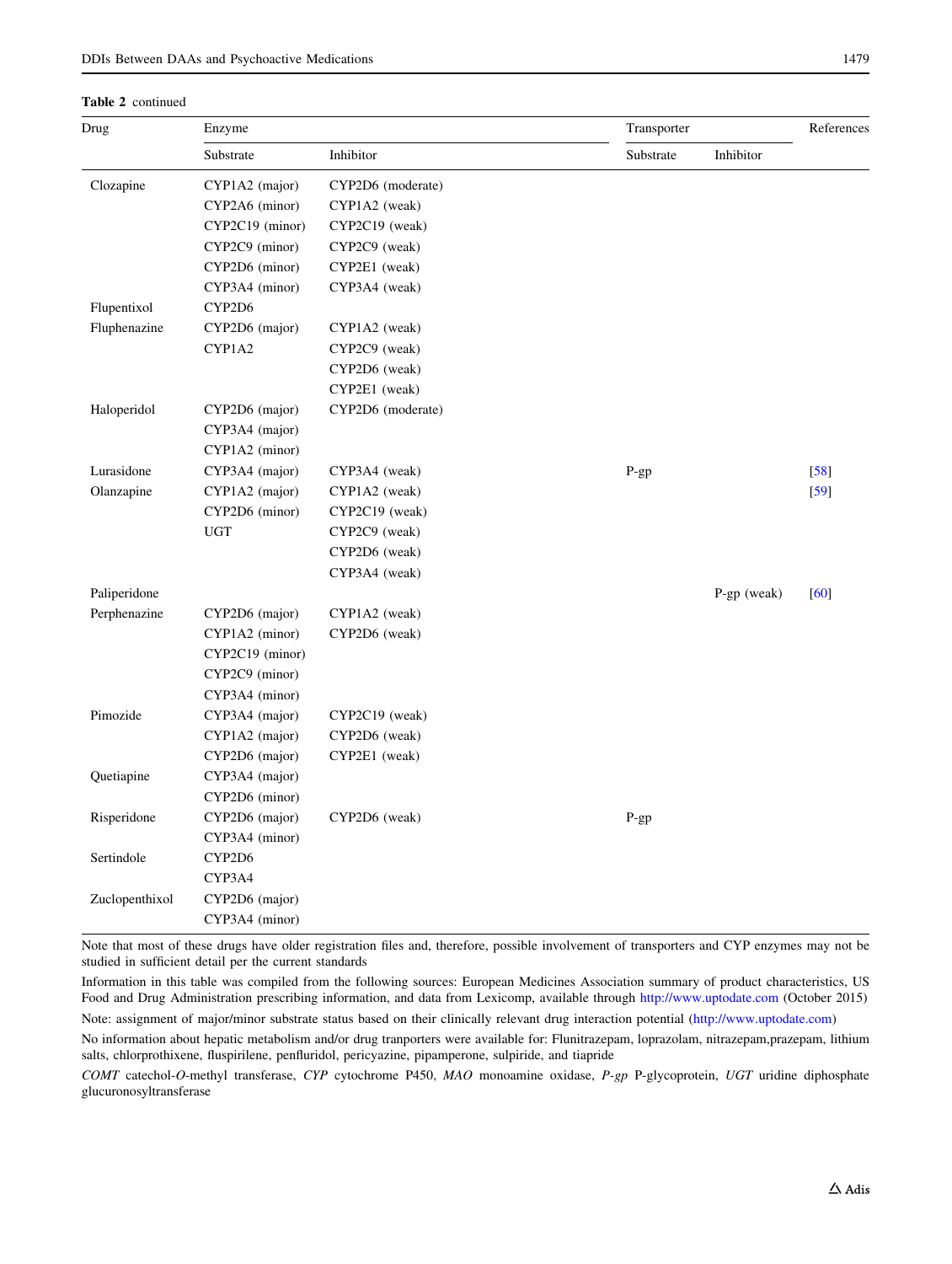**Table 2** continued

| Drug | Enzyme | | Transporter | | References |
|---|---|---|---|---|---|
| | Substrate | Inhibitor | Substrate | Inhibitor | |
| Clozapine | CYP1A2 (major) | CYP2D6 (moderate) | | | |
| | CYP2A6 (minor) | CYP1A2 (weak) | | | |
| | CYP2C19 (minor) | CYP2C19 (weak) | | | |
| | CYP2C9 (minor) | CYP2C9 (weak) | | | |
| | CYP2D6 (minor) | CYP2E1 (weak) | | | |
| | CYP3A4 (minor) | CYP3A4 (weak) | | | |
| Flupentixol | CYP2D6 | | | | |
| Fluphenazine | CYP2D6 (major) | CYP1A2 (weak) | | | |
| | CYP1A2 | CYP2C9 (weak) | | | |
| | | CYP2D6 (weak) | | | |
| | | CYP2E1 (weak) | | | |
| Haloperidol | CYP2D6 (major) | CYP2D6 (moderate) | | | |
| | CYP3A4 (major) | | | | |
| | CYP1A2 (minor) | | | | |
| Lurasidone | CYP3A4 (major) | CYP3A4 (weak) | P-gp | | [58] |
| Olanzapine | CYP1A2 (major) | CYP1A2 (weak) | | | [59] |
| | CYP2D6 (minor) | CYP2C19 (weak) | | | |
| | UGT | CYP2C9 (weak) | | | |
| | | CYP2D6 (weak) | | | |
| | | CYP3A4 (weak) | | | |
| Paliperidone | | | | P-gp (weak) | [60] |
| Perphenazine | CYP2D6 (major) | CYP1A2 (weak) | | | |
| | CYP1A2 (minor) | CYP2D6 (weak) | | | |
| | CYP2C19 (minor) | | | | |
| | CYP2C9 (minor) | | | | |
| | CYP3A4 (minor) | | | | |
| Pimozide | CYP3A4 (major) | CYP2C19 (weak) | | | |
| | CYP1A2 (major) | CYP2D6 (weak) | | | |
| | CYP2D6 (major) | CYP2E1 (weak) | | | |
| Quetiapine | CYP3A4 (major) | | | | |
| | CYP2D6 (minor) | | | | |
| Risperidone | CYP2D6 (major) | CYP2D6 (weak) | P-gp | | |
| | CYP3A4 (minor) | | | | |
| Sertindole | CYP2D6 | | | | |
| | CYP3A4 | | | | |
| Zuclopenthixol | CYP2D6 (major) | | | | |
| | CYP3A4 (minor) | | | | |

Note that most of these drugs have older registration files and, therefore, possible involvement of transporters and CYP enzymes may not be studied in sufficient detail per the current standards

Information in this table was compiled from the following sources: European Medicines Association summary of product characteristics, US Food and Drug Administration prescribing information, and data from Lexicomp, available through http://www.uptodate.com (October 2015)

Note: assignment of major/minor substrate status based on their clinically relevant drug interaction potential (http://www.uptodate.com)

No information about hepatic metabolism and/or drug tranporters were available for: Flunitrazepam, loprazolam, nitrazepam,prazepam, lithium salts, chlorprothixene, fluspirilene, penfluridol, pericyazine, pipamperone, sulpiride, and tiapride

*COMT* catechol-*O*-methyl transferase, *CYP* cytochrome P450, *MAO* monoamine oxidase, *P-gp* P-glycoprotein, *UGT* uridine diphosphate glucuronosyltransferase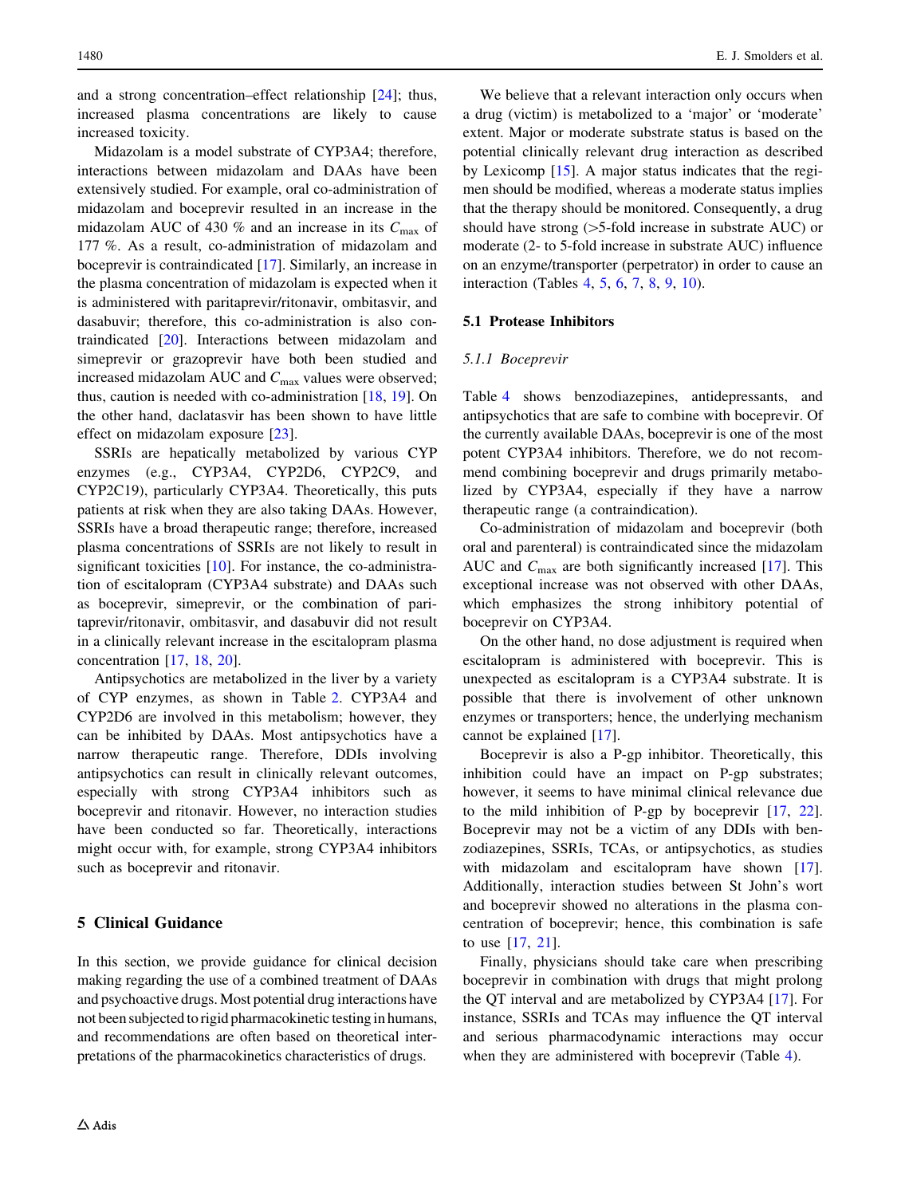and a strong concentration–effect relationship [24]; thus, increased plasma concentrations are likely to cause increased toxicity.

Midazolam is a model substrate of CYP3A4; therefore, interactions between midazolam and DAAs have been extensively studied. For example, oral co-administration of midazolam and boceprevir resulted in an increase in the midazolam AUC of 430 % and an increase in its $C_{max}$ of 177 %. As a result, co-administration of midazolam and boceprevir is contraindicated [17]. Similarly, an increase in the plasma concentration of midazolam is expected when it is administered with paritaprevir/ritonavir, ombitasvir, and dasabuvir; therefore, this co-administration is also contraindicated [20]. Interactions between midazolam and simeprevir or grazoprevir have both been studied and increased midazolam AUC and $C_{max}$ values were observed; thus, caution is needed with co-administration [18, 19]. On the other hand, daclatasvir has been shown to have little effect on midazolam exposure [23].

SSRIs are hepatically metabolized by various CYP enzymes (e.g., CYP3A4, CYP2D6, CYP2C9, and CYP2C19), particularly CYP3A4. Theoretically, this puts patients at risk when they are also taking DAAs. However, SSRIs have a broad therapeutic range; therefore, increased plasma concentrations of SSRIs are not likely to result in significant toxicities [10]. For instance, the co-administration of escitalopram (CYP3A4 substrate) and DAAs such as boceprevir, simeprevir, or the combination of paritaprevir/ritonavir, ombitasvir, and dasabuvir did not result in a clinically relevant increase in the escitalopram plasma concentration [17, 18, 20].

Antipsychotics are metabolized in the liver by a variety of CYP enzymes, as shown in Table 2. CYP3A4 and CYP2D6 are involved in this metabolism; however, they can be inhibited by DAAs. Most antipsychotics have a narrow therapeutic range. Therefore, DDIs involving antipsychotics can result in clinically relevant outcomes, especially with strong CYP3A4 inhibitors such as boceprevir and ritonavir. However, no interaction studies have been conducted so far. Theoretically, interactions might occur with, for example, strong CYP3A4 inhibitors such as boceprevir and ritonavir.

## 5 Clinical Guidance

In this section, we provide guidance for clinical decision making regarding the use of a combined treatment of DAAs and psychoactive drugs. Most potential drug interactions have not been subjected to rigid pharmacokinetic testing in humans, and recommendations are often based on theoretical interpretations of the pharmacokinetics characteristics of drugs.

We believe that a relevant interaction only occurs when a drug (victim) is metabolized to a 'major' or 'moderate' extent. Major or moderate substrate status is based on the potential clinically relevant drug interaction as described by Lexicomp [15]. A major status indicates that the regimen should be modified, whereas a moderate status implies that the therapy should be monitored. Consequently, a drug should have strong (>5-fold increase in substrate AUC) or moderate (2- to 5-fold increase in substrate AUC) influence on an enzyme/transporter (perpetrator) in order to cause an interaction (Tables 4, 5, 6, 7, 8, 9, 10).

### 5.1 Protease Inhibitors

#### *5.1.1 Boceprevir*

Table 4 shows benzodiazepines, antidepressants, and antipsychotics that are safe to combine with boceprevir. Of the currently available DAAs, boceprevir is one of the most potent CYP3A4 inhibitors. Therefore, we do not recommend combining boceprevir and drugs primarily metabolized by CYP3A4, especially if they have a narrow therapeutic range (a contraindication).

Co-administration of midazolam and boceprevir (both oral and parenteral) is contraindicated since the midazolam AUC and $C_{max}$ are both significantly increased [17]. This exceptional increase was not observed with other DAAs, which emphasizes the strong inhibitory potential of boceprevir on CYP3A4.

On the other hand, no dose adjustment is required when escitalopram is administered with boceprevir. This is unexpected as escitalopram is a CYP3A4 substrate. It is possible that there is involvement of other unknown enzymes or transporters; hence, the underlying mechanism cannot be explained [17].

Boceprevir is also a P-gp inhibitor. Theoretically, this inhibition could have an impact on P-gp substrates; however, it seems to have minimal clinical relevance due to the mild inhibition of P-gp by boceprevir [17, 22]. Boceprevir may not be a victim of any DDIs with benzodiazepines, SSRIs, TCAs, or antipsychotics, as studies with midazolam and escitalopram have shown [17]. Additionally, interaction studies between St John's wort and boceprevir showed no alterations in the plasma concentration of boceprevir; hence, this combination is safe to use [17, 21].

Finally, physicians should take care when prescribing boceprevir in combination with drugs that might prolong the QT interval and are metabolized by CYP3A4 [17]. For instance, SSRIs and TCAs may influence the QT interval and serious pharmacodynamic interactions may occur when they are administered with boceprevir (Table 4).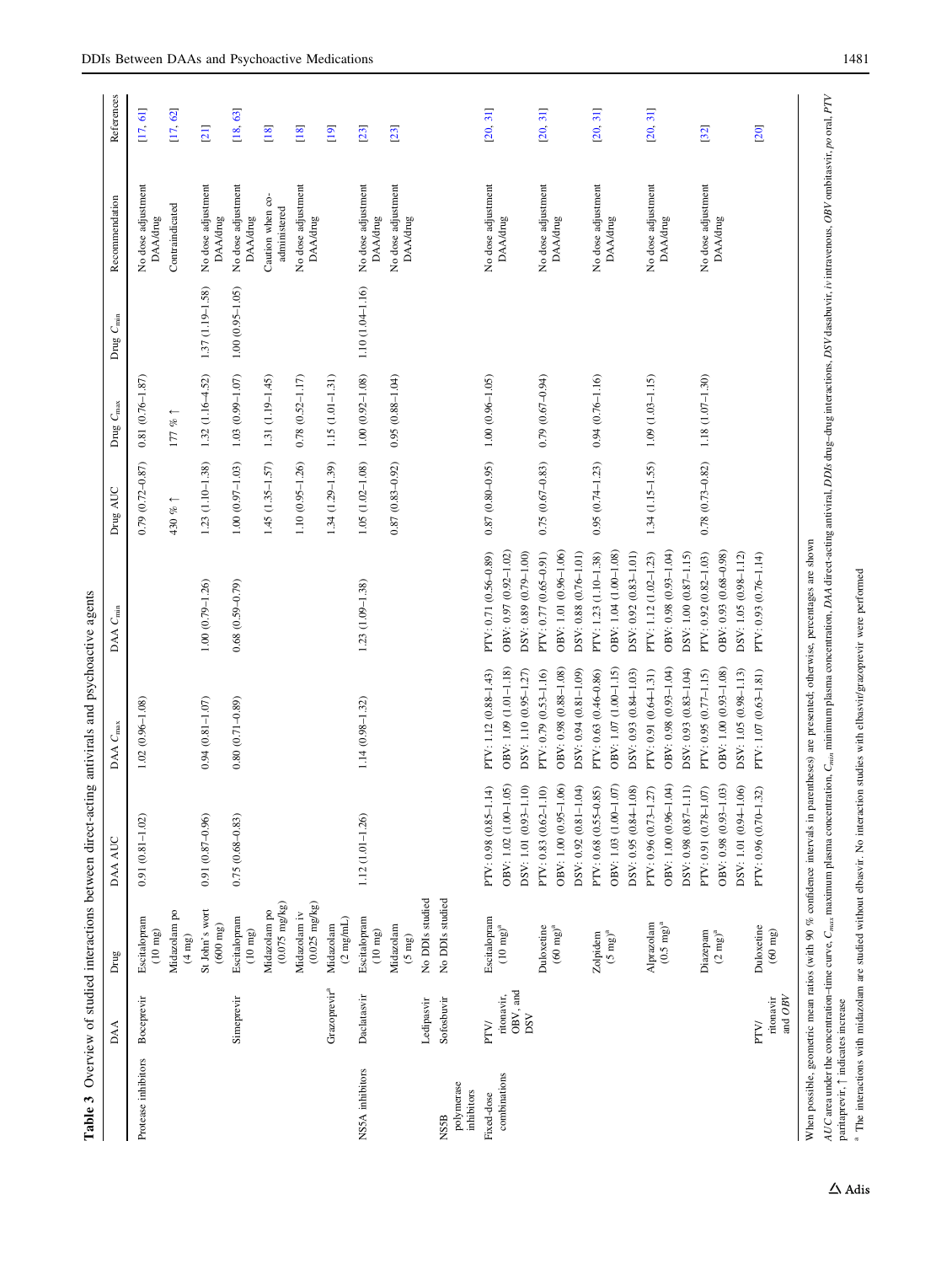**Table 3** Overview of studied interactions between direct-acting antivirals and psychoactive agents

| | DAA | Drug | DAA AUC | DAA $C_{max}$ | DAA $C_{min}$ | Drug AUC | Drug $C_{max}$ | Drug $C_{min}$ | Recommendation | References |
|---|---|---|---|---|---|---|---|---|---|---|
| Protease inhibitors | Boceprevir | Escitalopram (10 mg) | 0.91 (0.81–1.02) | 1.02 (0.96–1.08) | | 0.79 (0.72–0.87) | 0.81 (0.76–1.87) | | No dose adjustment DAA/drug | [17, 61] |
| | | Midazolam po (4 mg) | | | | 430 % ↑ | 177 % ↑ | | Contraindicated | [17, 62] |
| | | St John's wort (600 mg) | 0.91 (0.87–0.96) | 0.94 (0.81–1.07) | 1.00 (0.79–1.26) | 1.23 (1.10–1.38) | 1.32 (1.16–4.52) | 1.37 (1.19–1.58) | No dose adjustment DAA/drug | [21] |
| | Simeprevir | Escitalopram (10 mg) | 0.75 (0.68–0.83) | 0.80 (0.71–0.89) | 0.68 (0.59–0.79) | 1.00 (0.97–1.03) | 1.03 (0.99–1.07) | 1.00 (0.95–1.05) | No dose adjustment DAA/drug | [18, 63] |
| | | Midazolam po (0.075 mg/kg) | | | | 1.45 (1.35–1.57) | 1.31 (1.19–1.45) | | Caution when co-administered | [18] |
| | | Midazolam iv (0.025 mg/kg) | | | | 1.10 (0.95–1.26) | 0.78 (0.52–1.17) | | No dose adjustment DAA/drug | [18] |
| | Grazoprevir[a] | Midazolam (2 mg/mL) | | | | 1.34 (1.29–1.39) | 1.15 (1.01–1.31) | | | [19] |
| NS5A inhibitors | Daclatasvir | Escitalopram (10 mg) | 1.12 (1.01–1.26) | 1.14 (0.98–1.32) | 1.23 (1.09–1.38) | 1.05 (1.02–1.08) | 1.00 (0.92–1.08) | 1.10 (1.04–1.16) | No dose adjustment DAA/drug | [23] |
| | | Midazolam (5 mg) | | | | 0.87 (0.83–0.92) | 0.95 (0.88–1.04) | | No dose adjustment DAA/drug | [23] |
| | Ledipasvir | No DDIs studied | | | | | | | | |
| NS5B polymerase inhibitors | Sofosbuvir | No DDIs studied | | | | | | | | |
| Fixed-dose combinations | PTV/ritonavir, OBV, and DSV | Escitalopram (10 mg)[a] | PTV: 0.98 (0.85–1.14)<br>OBV: 1.02 (1.00–1.05)<br>DSV: 1.01 (0.93–1.10) | PTV: 1.12 (0.88–1.43)<br>OBV: 1.09 (1.01–1.18)<br>DSV: 1.10 (0.95–1.27) | PTV: 0.71 (0.56–0.89)<br>OBV: 0.97 (0.92–1.02)<br>DSV: 0.89 (0.79–1.00) | 0.87 (0.80–0.95) | 1.00 (0.96–1.05) | | No dose adjustment DAA/drug | [20, 31] |
| | | Duloxetine (60 mg)[a] | PTV: 0.83 (0.62–1.10)<br>OBV: 1.00 (0.95–1.06)<br>DSV: 0.92 (0.81–1.04) | PTV: 0.79 (0.53–1.16)<br>OBV: 0.98 (0.88–1.08)<br>DSV: 0.94 (0.81–1.09) | PTV: 0.77 (0.65–0.91)<br>OBV: 1.01 (0.96–1.06)<br>DSV: 0.88 (0.76–1.01) | 0.75 (0.67–0.83) | 0.79 (0.67–0.94) | | No dose adjustment DAA/drug | [20, 31] |
| | | Zolpidem (5 mg)[a] | PTV: 0.68 (0.55–0.85)<br>OBV: 1.03 (1.00–1.07)<br>DSV: 0.95 (0.84–1.08) | PTV: 0.63 (0.46–0.86)<br>OBV: 1.07 (1.00–1.15)<br>DSV: 0.93 (0.84–1.03) | PTV: 1.23 (1.10–1.38)<br>OBV: 1.04 (1.00–1.08)<br>DSV: 0.92 (0.83–1.01) | 0.95 (0.74–1.23) | 0.94 (0.76–1.16) | | No dose adjustment DAA/drug | [20, 31] |
| | | Alprazolam (0.5 mg)[a] | PTV: 0.96 (0.73–1.27)<br>OBV: 1.00 (0.96–1.04)<br>DSV: 0.98 (0.87–1.11) | PTV: 0.91 (0.64–1.31)<br>OBV: 0.98 (0.93–1.04)<br>DSV: 0.93 (0.83–1.04) | PTV: 1.12 (1.02–1.23)<br>OBV: 0.98 (0.93–1.04)<br>DSV: 1.00 (0.87–1.15) | 1.34 (1.15–1.55) | 1.09 (1.03–1.15) | | No dose adjustment DAA/drug | [20, 31] |
| | | Diazepam (2 mg)[a] | PTV: 0.91 (0.78–1.07)<br>OBV: 0.98 (0.93–1.03)<br>DSV: 1.01 (0.94–1.06) | PTV: 0.95 (0.77–1.15)<br>OBV: 1.00 (0.93–1.08)<br>DSV: 1.05 (0.98–1.13) | PTV: 0.92 (0.82–1.03)<br>OBV: 0.93 (0.68–0.98)<br>DSV: 1.05 (0.98–1.12) | 0.78 (0.73–0.82) | 1.18 (1.07–1.30) | | No dose adjustment DAA/drug | [32] |
| | PTV/ritonavir and OBV | Duloxetine (60 mg) | PTV: 0.96 (0.70–1.32) | PTV: 1.07 (0.63–1.81) | PTV: 0.93 (0.76–1.14) | | | | | [20] |

When possible, geometric mean ratios (with 90 % confidence intervals in parentheses) are presented; otherwise, percentages are shown

*AUC* area under the concentration–time curve, $C_{max}$ maximum plasma concentration, $C_{min}$ minimum plasma concentration, *DAA* direct-acting antiviral, *DDIs* drug–drug interactions, *DSV* dasabuvir, *iv* intravenous, *OBV* ombitasvir, *po* oral, *PTV* paritaprevir, ↑ indicates increase

[a] The interactions with midazolam are studied without elbasvir. No interaction studies with elbasvir/grazoprevir were performed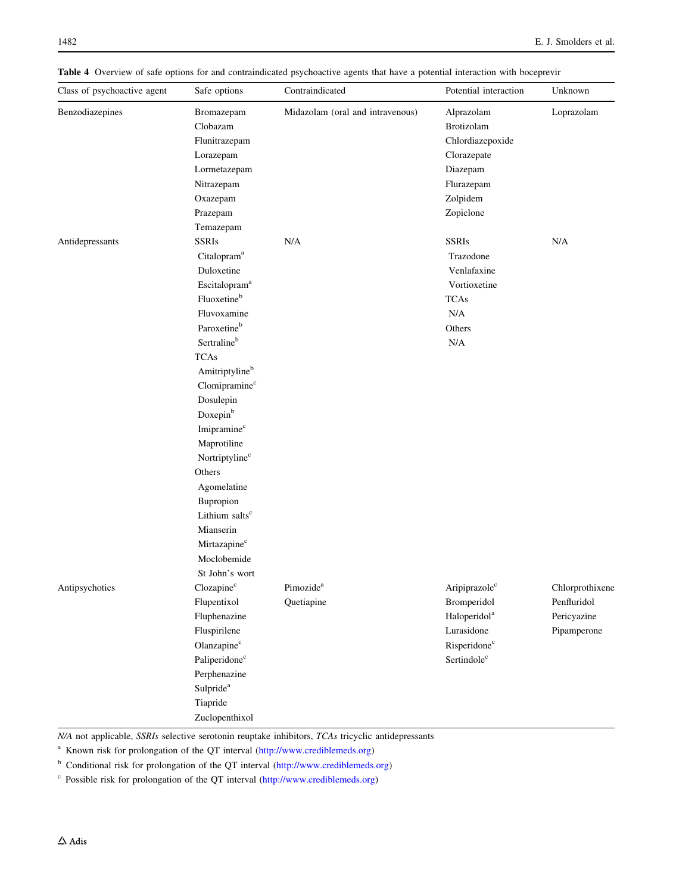**Table 4** Overview of safe options for and contraindicated psychoactive agents that have a potential interaction with boceprevir

| Class of psychoactive agent | Safe options | Contraindicated | Potential interaction | Unknown |
|---|---|---|---|---|
| Benzodiazepines | Bromazepam | Midazolam (oral and intravenous) | Alprazolam | Loprazolam |
| | Clobazam | | Brotizolam | |
| | Flunitrazepam | | Chlordiazepoxide | |
| | Lorazepam | | Clorazepate | |
| | Lormetazepam | | Diazepam | |
| | Nitrazepam | | Flurazepam | |
| | Oxazepam | | Zolpidem | |
| | Prazepam | | Zopiclone | |
| | Temazepam | | | |
| Antidepressants | SSRIs | N/A | SSRIs | N/A |
| | Citalopram[a] | | Trazodone | |
| | Duloxetine | | Venlafaxine | |
| | Escitalopram[a] | | Vortioxetine | |
| | Fluoxetine[b] | | TCAs | |
| | Fluvoxamine | | N/A | |
| | Paroxetine[b] | | Others | |
| | Sertraline[b] | | N/A | |
| | TCAs | | | |
| | Amitriptyline[b] | | | |
| | Clomipramine[c] | | | |
| | Dosulepin | | | |
| | Doxepin[b] | | | |
| | Imipramine[c] | | | |
| | Maprotiline | | | |
| | Nortriptyline[c] | | | |
| | Others | | | |
| | Agomelatine | | | |
| | Bupropion | | | |
| | Lithium salts[c] | | | |
| | Mianserin | | | |
| | Mirtazapine[c] | | | |
| | Moclobemide | | | |
| | St John's wort | | | |
| Antipsychotics | Clozapine[c] | Pimozide[a] | Aripiprazole[c] | Chlorprothixene |
| | Flupentixol | Quetiapine | Bromperidol | Penfluridol |
| | Fluphenazine | | Haloperidol[a] | Pericyazine |
| | Fluspirilene | | Lurasidone | Pipamperone |
| | Olanzapine[c] | | Risperidone[c] | |
| | Paliperidone[c] | | Sertindole[c] | |
| | Perphenazine | | | |
| | Sulpride[a] | | | |
| | Tiapride | | | |
| | Zuclopenthixol | | | |

*N/A* not applicable, *SSRIs* selective serotonin reuptake inhibitors, *TCAs* tricyclic antidepressants

[a] Known risk for prolongation of the QT interval (http://www.crediblemeds.org)

[b] Conditional risk for prolongation of the QT interval (http://www.crediblemeds.org)

[c] Possible risk for prolongation of the QT interval (http://www.crediblemeds.org)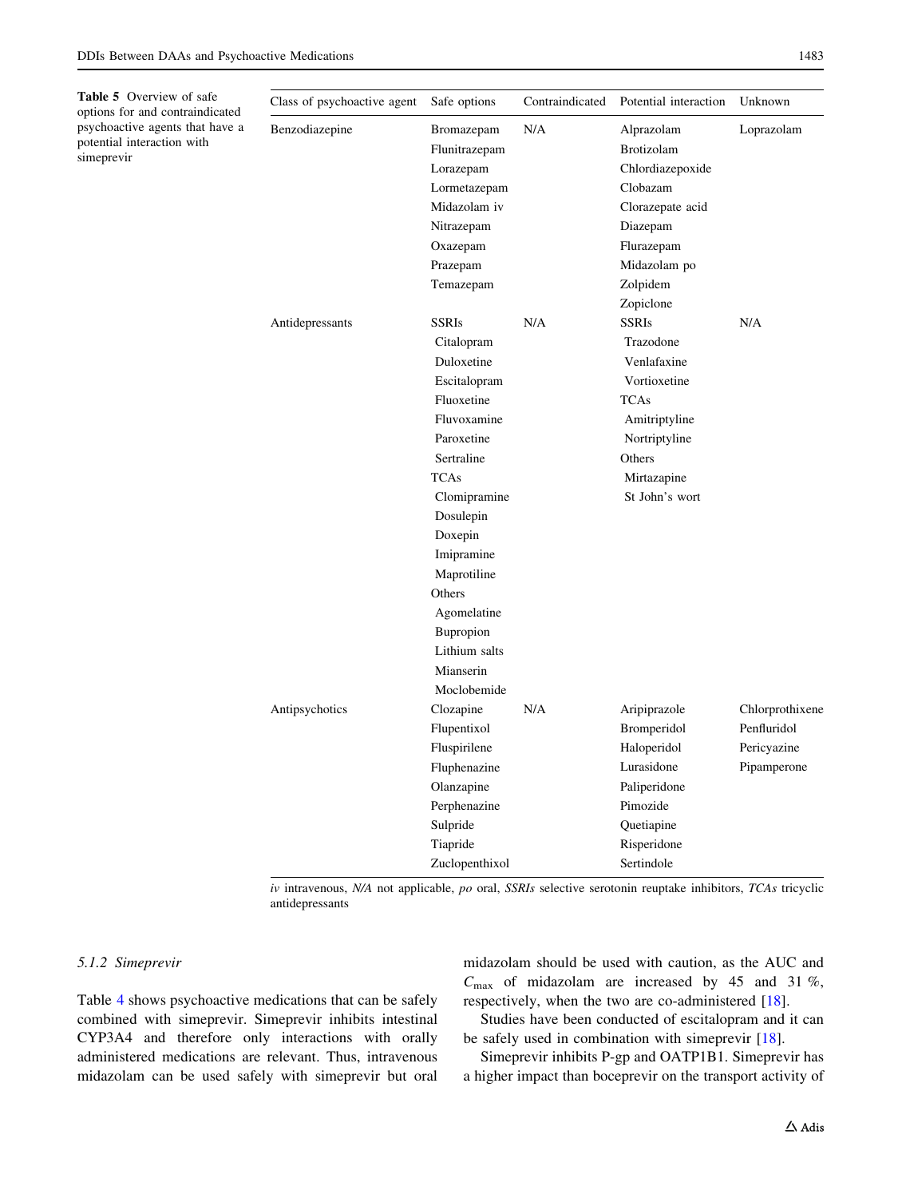**Table 5** Overview of safe options for and contraindicated psychoactive agents that have a potential interaction with simeprevir

| Class of psychoactive agent | Safe options | Contraindicated | Potential interaction | Unknown |
|---|---|---|---|---|
| Benzodiazepine | Bromazepam | N/A | Alprazolam | Loprazolam |
| | Flunitrazepam | | Brotizolam | |
| | Lorazepam | | Chlordiazepoxide | |
| | Lormetazepam | | Clobazam | |
| | Midazolam iv | | Clorazepate acid | |
| | Nitrazepam | | Diazepam | |
| | Oxazepam | | Flurazepam | |
| | Prazepam | | Midazolam po | |
| | Temazepam | | Zolpidem | |
| | | | Zopiclone | |
| Antidepressants | SSRIs | N/A | SSRIs | N/A |
| | Citalopram | | Trazodone | |
| | Duloxetine | | Venlafaxine | |
| | Escitalopram | | Vortioxetine | |
| | Fluoxetine | | TCAs | |
| | Fluvoxamine | | Amitriptyline | |
| | Paroxetine | | Nortriptyline | |
| | Sertraline | | Others | |
| | TCAs | | Mirtazapine | |
| | Clomipramine | | St John's wort | |
| | Dosulepin | | | |
| | Doxepin | | | |
| | Imipramine | | | |
| | Maprotiline | | | |
| | Others | | | |
| | Agomelatine | | | |
| | Bupropion | | | |
| | Lithium salts | | | |
| | Mianserin | | | |
| | Moclobemide | | | |
| Antipsychotics | Clozapine | N/A | Aripiprazole | Chlorprothixene |
| | Flupentixol | | Bromperidol | Penfluridol |
| | Fluspirilene | | Haloperidol | Pericyazine |
| | Fluphenazine | | Lurasidone | Pipamperone |
| | Olanzapine | | Paliperidone | |
| | Perphenazine | | Pimozide | |
| | Sulpride | | Quetiapine | |
| | Tiapride | | Risperidone | |
| | Zuclopenthixol | | Sertindole | |

*iv* intravenous, *N/A* not applicable, *po* oral, *SSRIs* selective serotonin reuptake inhibitors, *TCAs* tricyclic antidepressants

### 5.1.2 Simeprevir

Table 4 shows psychoactive medications that can be safely combined with simeprevir. Simeprevir inhibits intestinal CYP3A4 and therefore only interactions with orally administered medications are relevant. Thus, intravenous midazolam can be used safely with simeprevir but oral midazolam should be used with caution, as the AUC and $C_{\max}$ of midazolam are increased by 45 and 31 %, respectively, when the two are co-administered [18].

Studies have been conducted of escitalopram and it can be safely used in combination with simeprevir [18].

Simeprevir inhibits P-gp and OATP1B1. Simeprevir has a higher impact than boceprevir on the transport activity of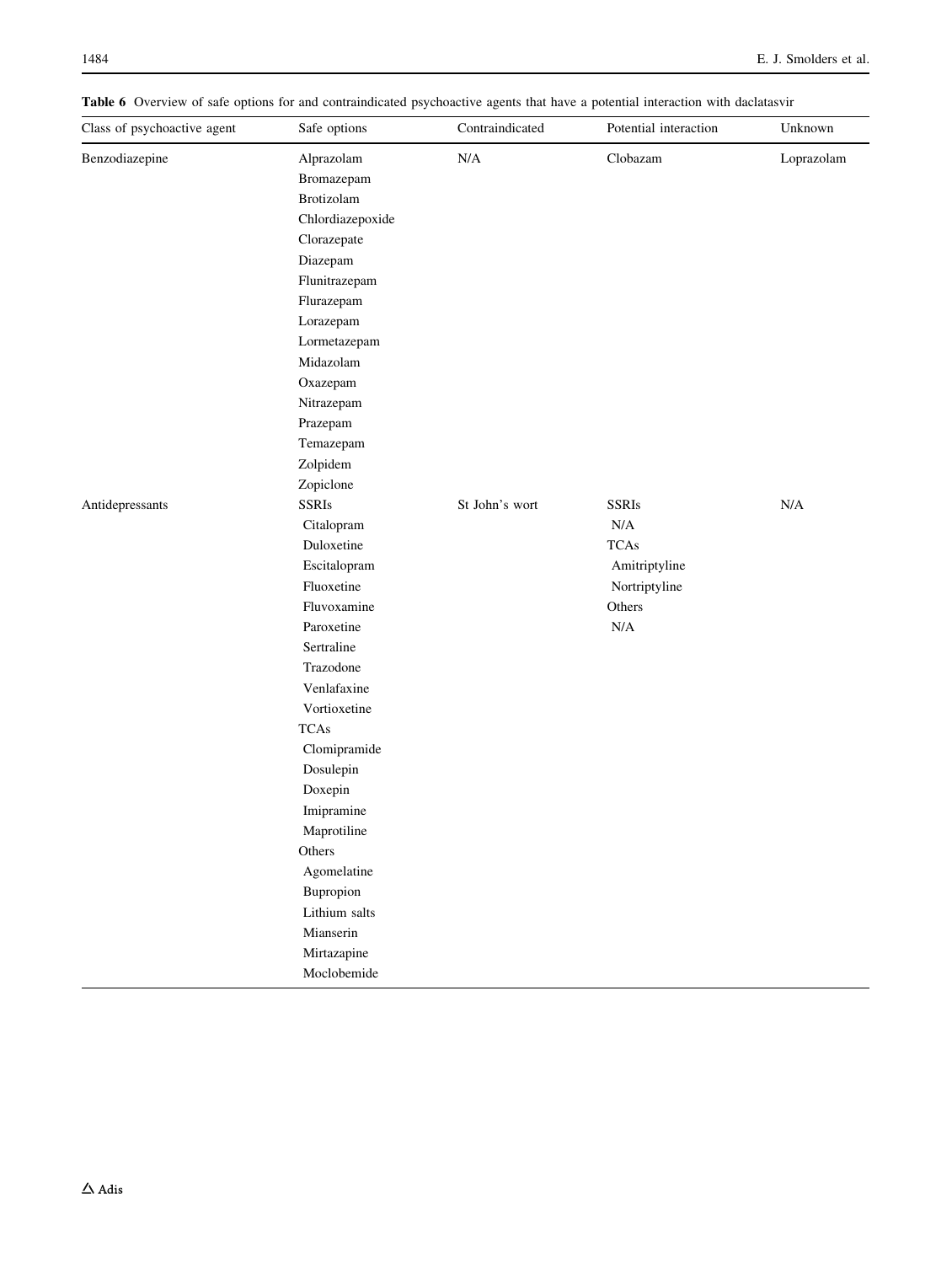**Table 6** Overview of safe options for and contraindicated psychoactive agents that have a potential interaction with daclatasvir

| Class of psychoactive agent | Safe options | Contraindicated | Potential interaction | Unknown |
|---|---|---|---|---|
| Benzodiazepine | Alprazolam<br>Bromazepam<br>Brotizolam<br>Chlordiazepoxide<br>Clorazepate<br>Diazepam<br>Flunitrazepam<br>Flurazepam<br>Lorazepam<br>Lormetazepam<br>Midazolam<br>Oxazepam<br>Nitrazepam<br>Prazepam<br>Temazepam<br>Zolpidem<br>Zopiclone | N/A | Clobazam | Loprazolam |
| Antidepressants | SSRIs<br>Citalopram<br>Duloxetine<br>Escitalopram<br>Fluoxetine<br>Fluvoxamine<br>Paroxetine<br>Sertraline<br>Trazodone<br>Venlafaxine<br>Vortioxetine<br>TCAs<br>Clomipramide<br>Dosulepin<br>Doxepin<br>Imipramine<br>Maprotiline<br>Others<br>Agomelatine<br>Bupropion<br>Lithium salts<br>Mianserin<br>Mirtazapine<br>Moclobemide | St John's wort | SSRIs<br>N/A<br>TCAs<br>Amitriptyline<br>Nortriptyline<br>Others<br>N/A | N/A |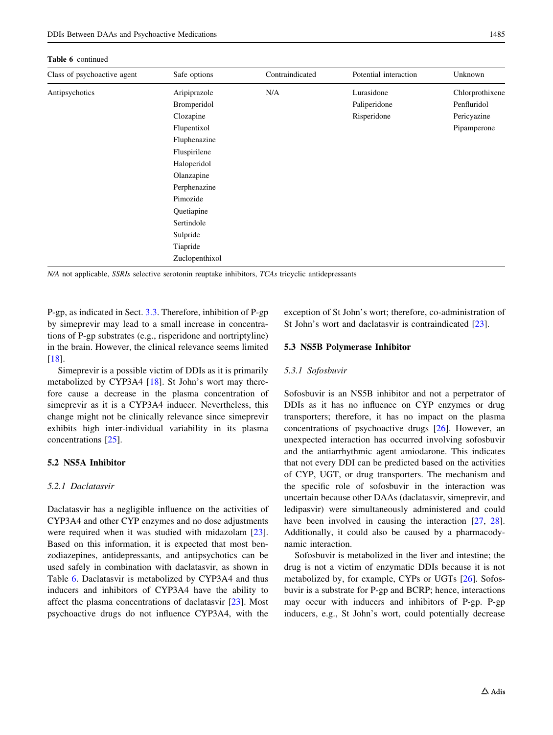**Table 6** continued

| Class of psychoactive agent | Safe options | Contraindicated | Potential interaction | Unknown |
|---|---|---|---|---|
| Antipsychotics | Aripiprazole | N/A | Lurasidone | Chlorprothixene |
| | Bromperidol | | Paliperidone | Penfluridol |
| | Clozapine | | Risperidone | Pericyazine |
| | Flupentixol | | | Pipamperone |
| | Fluphenazine | | | |
| | Fluspirilene | | | |
| | Haloperidol | | | |
| | Olanzapine | | | |
| | Perphenazine | | | |
| | Pimozide | | | |
| | Quetiapine | | | |
| | Sertindole | | | |
| | Sulpride | | | |
| | Tiapride | | | |
| | Zuclopenthixol | | | |

*N/A* not applicable, *SSRIs* selective serotonin reuptake inhibitors, *TCAs* tricyclic antidepressants

P-gp, as indicated in Sect. 3.3. Therefore, inhibition of P-gp by simeprevir may lead to a small increase in concentrations of P-gp substrates (e.g., risperidone and nortriptyline) in the brain. However, the clinical relevance seems limited [18].

Simeprevir is a possible victim of DDIs as it is primarily metabolized by CYP3A4 [18]. St John's wort may therefore cause a decrease in the plasma concentration of simeprevir as it is a CYP3A4 inducer. Nevertheless, this change might not be clinically relevance since simeprevir exhibits high inter-individual variability in its plasma concentrations [25].

### 5.2 NS5A Inhibitor

#### 5.2.1 Daclatasvir

Daclatasvir has a negligible influence on the activities of CYP3A4 and other CYP enzymes and no dose adjustments were required when it was studied with midazolam [23]. Based on this information, it is expected that most benzodiazepines, antidepressants, and antipsychotics can be used safely in combination with daclatasvir, as shown in Table 6. Daclatasvir is metabolized by CYP3A4 and thus inducers and inhibitors of CYP3A4 have the ability to affect the plasma concentrations of daclatasvir [23]. Most psychoactive drugs do not influence CYP3A4, with the exception of St John's wort; therefore, co-administration of St John's wort and daclatasvir is contraindicated [23].

### 5.3 NS5B Polymerase Inhibitor

#### 5.3.1 Sofosbuvir

Sofosbuvir is an NS5B inhibitor and not a perpetrator of DDIs as it has no influence on CYP enzymes or drug transporters; therefore, it has no impact on the plasma concentrations of psychoactive drugs [26]. However, an unexpected interaction has occurred involving sofosbuvir and the antiarrhythmic agent amiodarone. This indicates that not every DDI can be predicted based on the activities of CYP, UGT, or drug transporters. The mechanism and the specific role of sofosbuvir in the interaction was uncertain because other DAAs (daclatasvir, simeprevir, and ledipasvir) were simultaneously administered and could have been involved in causing the interaction [27, 28]. Additionally, it could also be caused by a pharmacodynamic interaction.

Sofosbuvir is metabolized in the liver and intestine; the drug is not a victim of enzymatic DDIs because it is not metabolized by, for example, CYPs or UGTs [26]. Sofosbuvir is a substrate for P-gp and BCRP; hence, interactions may occur with inducers and inhibitors of P-gp. P-gp inducers, e.g., St John's wort, could potentially decrease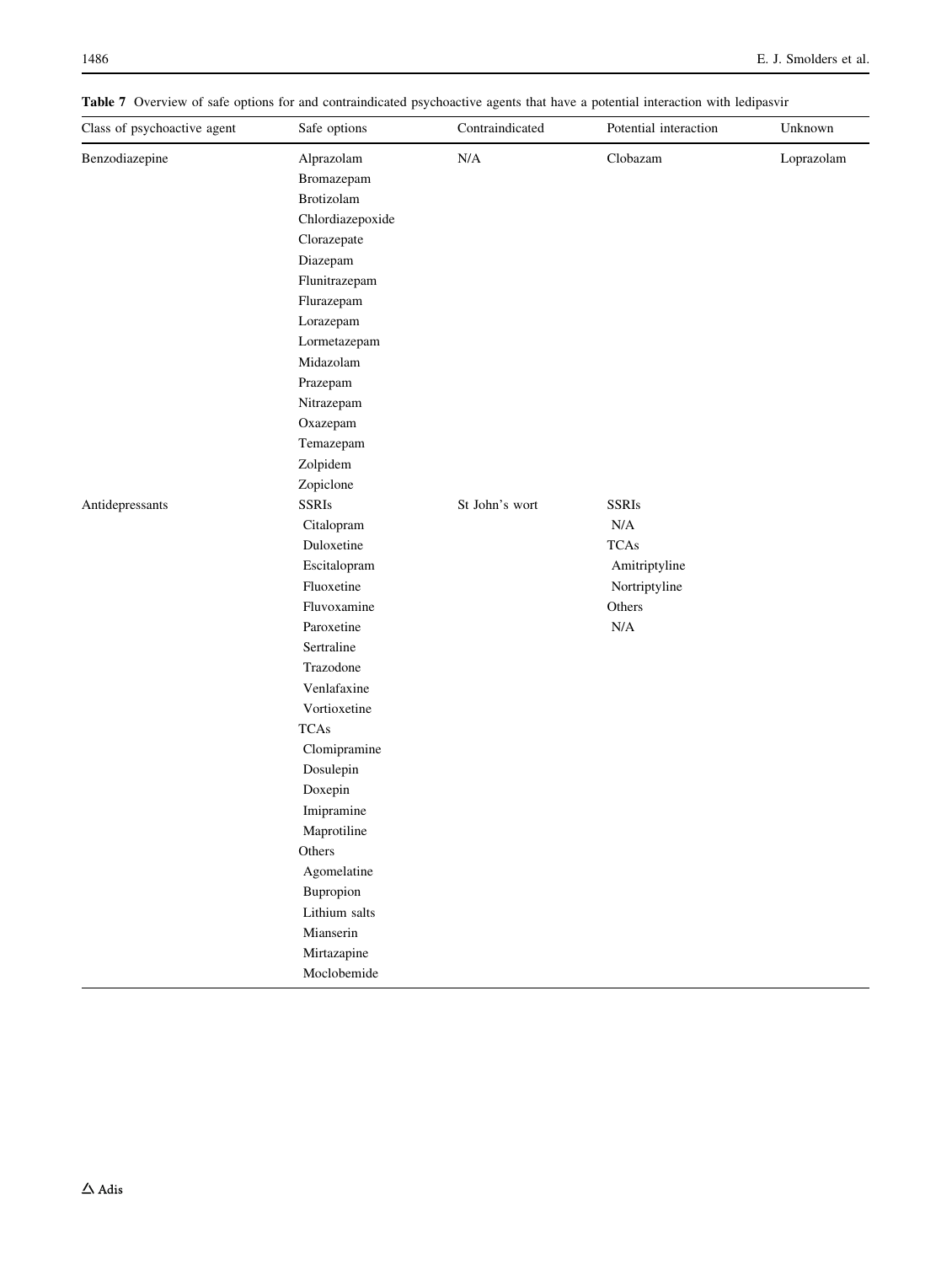**Table 7** Overview of safe options for and contraindicated psychoactive agents that have a potential interaction with ledipasvir

| Class of psychoactive agent | Safe options | Contraindicated | Potential interaction | Unknown |
| --- | --- | --- | --- | --- |
| Benzodiazepine | Alprazolam<br>Bromazepam<br>Brotizolam<br>Chlordiazepoxide<br>Clorazepate<br>Diazepam<br>Flunitrazepam<br>Flurazepam<br>Lorazepam<br>Lormetazepam<br>Midazolam<br>Prazepam<br>Nitrazepam<br>Oxazepam<br>Temazepam<br>Zolpidem<br>Zopiclone | N/A | Clobazam | Loprazolam |
| Antidepressants | SSRIs<br>Citalopram<br>Duloxetine<br>Escitalopram<br>Fluoxetine<br>Fluvoxamine<br>Paroxetine<br>Sertraline<br>Trazodone<br>Venlafaxine<br>Vortioxetine<br>TCAs<br>Clomipramine<br>Dosulepin<br>Doxepin<br>Imipramine<br>Maprotiline<br>Others<br>Agomelatine<br>Bupropion<br>Lithium salts<br>Mianserin<br>Mirtazapine<br>Moclobemide | St John's wort | SSRIs<br>N/A<br>TCAs<br>Amitriptyline<br>Nortriptyline<br>Others<br>N/A | |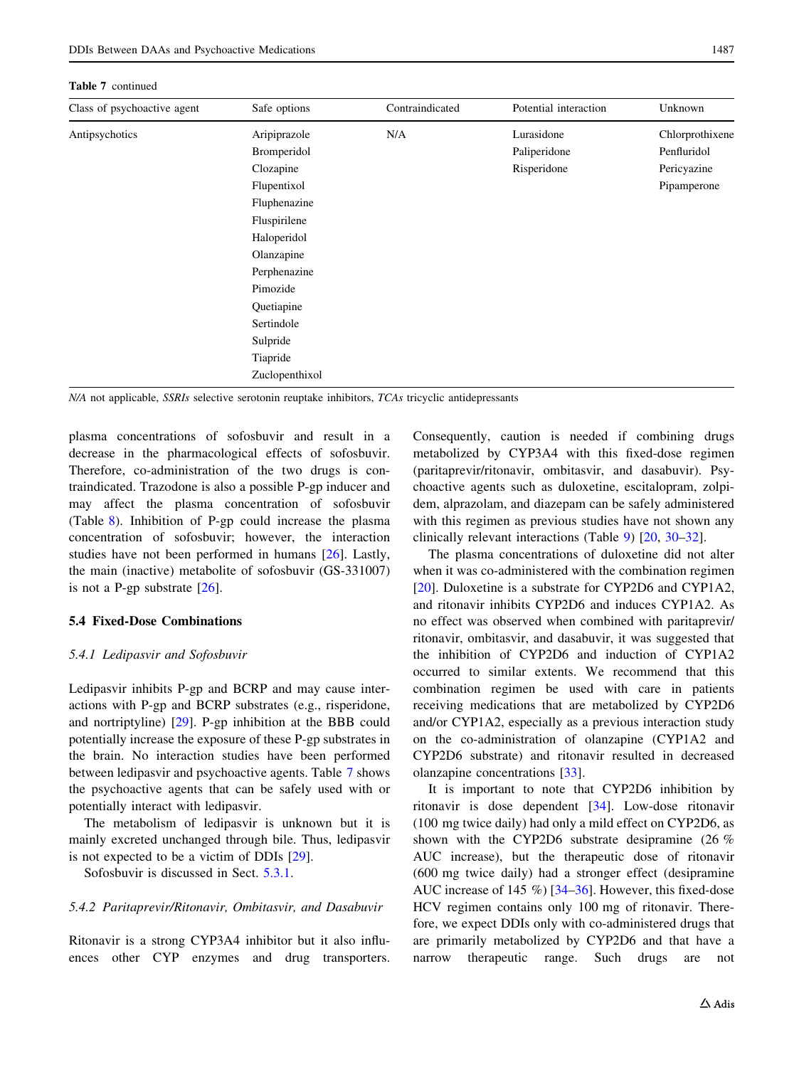**Table 7** continued

| Class of psychoactive agent | Safe options | Contraindicated | Potential interaction | Unknown |
|---|---|---|---|---|
| Antipsychotics | Aripiprazole | N/A | Lurasidone | Chlorprothixene |
| | Bromperidol | | Paliperidone | Penfluridol |
| | Clozapine | | Risperidone | Pericyazine |
| | Flupentixol | | | Pipamperone |
| | Fluphenazine | | | |
| | Fluspirilene | | | |
| | Haloperidol | | | |
| | Olanzapine | | | |
| | Perphenazine | | | |
| | Pimozide | | | |
| | Quetiapine | | | |
| | Sertindole | | | |
| | Sulpride | | | |
| | Tiapride | | | |
| | Zuclopenthixol | | | |

*N/A* not applicable, *SSRIs* selective serotonin reuptake inhibitors, *TCAs* tricyclic antidepressants

plasma concentrations of sofosbuvir and result in a decrease in the pharmacological effects of sofosbuvir. Therefore, co-administration of the two drugs is contraindicated. Trazodone is also a possible P-gp inducer and may affect the plasma concentration of sofosbuvir (Table 8). Inhibition of P-gp could increase the plasma concentration of sofosbuvir; however, the interaction studies have not been performed in humans [26]. Lastly, the main (inactive) metabolite of sofosbuvir (GS-331007) is not a P-gp substrate [26].

### 5.4 Fixed-Dose Combinations

#### 5.4.1 Ledipasvir and Sofosbuvir

Ledipasvir inhibits P-gp and BCRP and may cause interactions with P-gp and BCRP substrates (e.g., risperidone, and nortriptyline) [29]. P-gp inhibition at the BBB could potentially increase the exposure of these P-gp substrates in the brain. No interaction studies have been performed between ledipasvir and psychoactive agents. Table 7 shows the psychoactive agents that can be safely used with or potentially interact with ledipasvir.

The metabolism of ledipasvir is unknown but it is mainly excreted unchanged through bile. Thus, ledipasvir is not expected to be a victim of DDIs [29].

Sofosbuvir is discussed in Sect. 5.3.1.

#### 5.4.2 Paritaprevir/Ritonavir, Ombitasvir, and Dasabuvir

Ritonavir is a strong CYP3A4 inhibitor but it also influences other CYP enzymes and drug transporters. Consequently, caution is needed if combining drugs metabolized by CYP3A4 with this fixed-dose regimen (paritaprevir/ritonavir, ombitasvir, and dasabuvir). Psychoactive agents such as duloxetine, escitalopram, zolpidem, alprazolam, and diazepam can be safely administered with this regimen as previous studies have not shown any clinically relevant interactions (Table 9) [20, 30–32].

The plasma concentrations of duloxetine did not alter when it was co-administered with the combination regimen [20]. Duloxetine is a substrate for CYP2D6 and CYP1A2, and ritonavir inhibits CYP2D6 and induces CYP1A2. As no effect was observed when combined with paritaprevir/ritonavir, ombitasvir, and dasabuvir, it was suggested that the inhibition of CYP2D6 and induction of CYP1A2 occurred to similar extents. We recommend that this combination regimen be used with care in patients receiving medications that are metabolized by CYP2D6 and/or CYP1A2, especially as a previous interaction study on the co-administration of olanzapine (CYP1A2 and CYP2D6 substrate) and ritonavir resulted in decreased olanzapine concentrations [33].

It is important to note that CYP2D6 inhibition by ritonavir is dose dependent [34]. Low-dose ritonavir (100 mg twice daily) had only a mild effect on CYP2D6, as shown with the CYP2D6 substrate desipramine (26 % AUC increase), but the therapeutic dose of ritonavir (600 mg twice daily) had a stronger effect (desipramine AUC increase of 145 %) [34–36]. However, this fixed-dose HCV regimen contains only 100 mg of ritonavir. Therefore, we expect DDIs only with co-administered drugs that are primarily metabolized by CYP2D6 and that have a narrow therapeutic range. Such drugs are not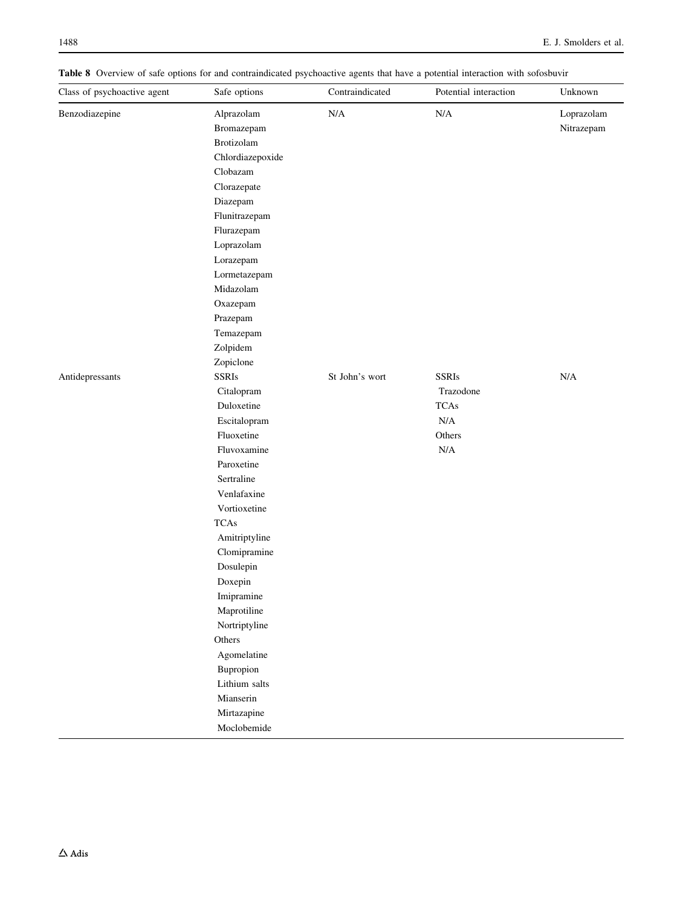**Table 8** Overview of safe options for and contraindicated psychoactive agents that have a potential interaction with sofosbuvir

| Class of psychoactive agent | Safe options | Contraindicated | Potential interaction | Unknown |
|---|---|---|---|---|
| Benzodiazepine | Alprazolam | N/A | N/A | Loprazolam |
| | Bromazepam | | | Nitrazepam |
| | Brotizolam | | | |
| | Chlordiazepoxide | | | |
| | Clobazam | | | |
| | Clorazepate | | | |
| | Diazepam | | | |
| | Flunitrazepam | | | |
| | Flurazepam | | | |
| | Loprazolam | | | |
| | Lorazepam | | | |
| | Lormetazepam | | | |
| | Midazolam | | | |
| | Oxazepam | | | |
| | Prazepam | | | |
| | Temazepam | | | |
| | Zolpidem | | | |
| | Zopiclone | | | |
| Antidepressants | SSRIs | St John's wort | SSRIs | N/A |
| | Citalopram | | Trazodone | |
| | Duloxetine | | TCAs | |
| | Escitalopram | | N/A | |
| | Fluoxetine | | Others | |
| | Fluvoxamine | | N/A | |
| | Paroxetine | | | |
| | Sertraline | | | |
| | Venlafaxine | | | |
| | Vortioxetine | | | |
| | TCAs | | | |
| | Amitriptyline | | | |
| | Clomipramine | | | |
| | Dosulepin | | | |
| | Doxepin | | | |
| | Imipramine | | | |
| | Maprotiline | | | |
| | Nortriptyline | | | |
| | Others | | | |
| | Agomelatine | | | |
| | Bupropion | | | |
| | Lithium salts | | | |
| | Mianserin | | | |
| | Mirtazapine | | | |
| | Moclobemide | | | |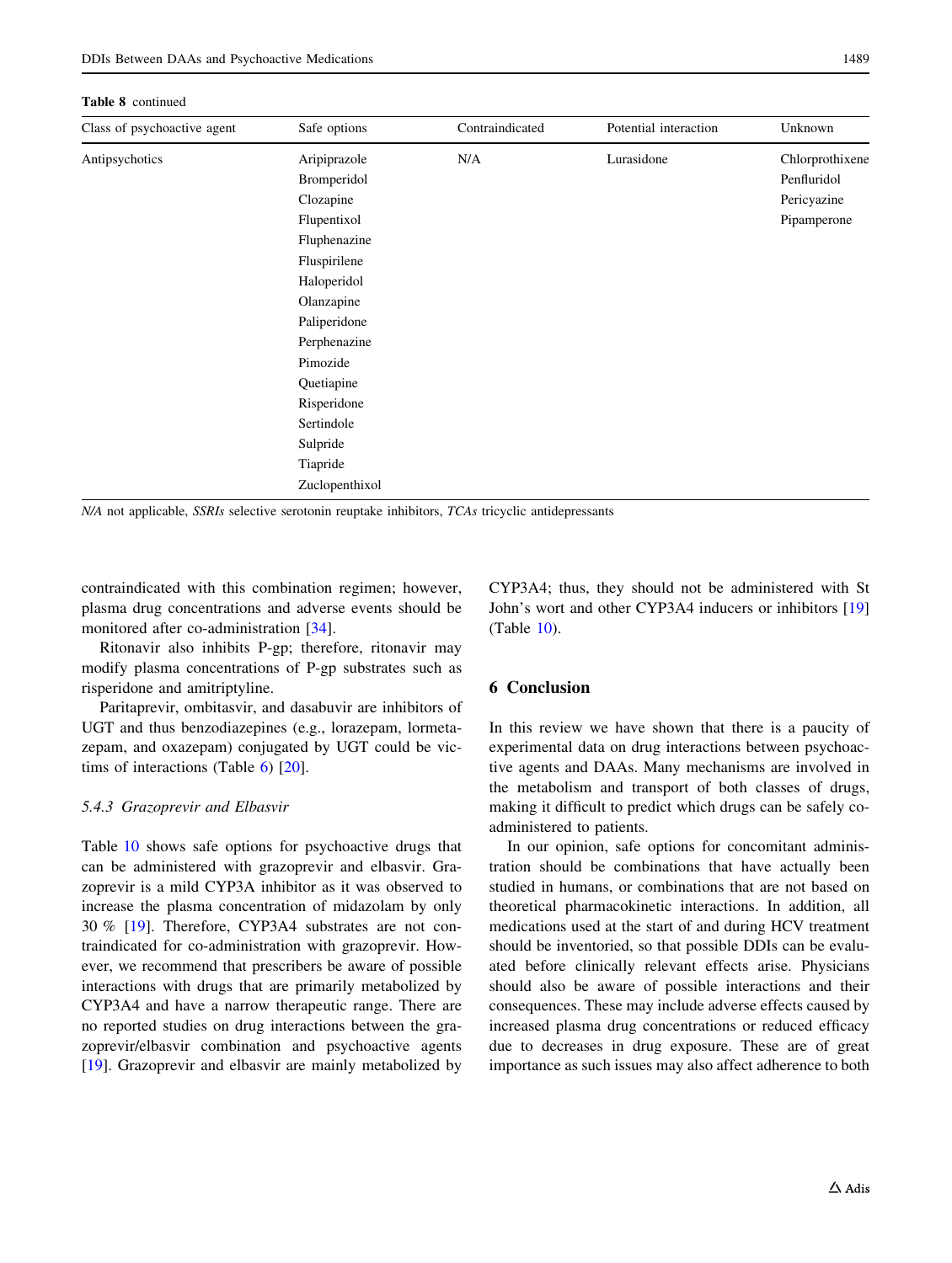**Table 8** continued

| Class of psychoactive agent | Safe options | Contraindicated | Potential interaction | Unknown |
|---|---|---|---|---|
| Antipsychotics | Aripiprazole<br>Bromperidol<br>Clozapine<br>Flupentixol<br>Fluphenazine<br>Fluspirilene<br>Haloperidol<br>Olanzapine<br>Paliperidone<br>Perphenazine<br>Pimozide<br>Quetiapine<br>Risperidone<br>Sertindole<br>Sulpride<br>Tiapride<br>Zuclopenthixol | N/A | Lurasidone | Chlorprothixene<br>Penfluridol<br>Pericyazine<br>Pipamperone |

*N/A* not applicable, *SSRIs* selective serotonin reuptake inhibitors, *TCAs* tricyclic antidepressants

contraindicated with this combination regimen; however, plasma drug concentrations and adverse events should be monitored after co-administration [34].

Ritonavir also inhibits P-gp; therefore, ritonavir may modify plasma concentrations of P-gp substrates such as risperidone and amitriptyline.

Paritaprevir, ombitasvir, and dasabuvir are inhibitors of UGT and thus benzodiazepines (e.g., lorazepam, lormetazepam, and oxazepam) conjugated by UGT could be victims of interactions (Table 6) [20].

### 5.4.3 Grazoprevir and Elbasvir

Table 10 shows safe options for psychoactive drugs that can be administered with grazoprevir and elbasvir. Grazoprevir is a mild CYP3A inhibitor as it was observed to increase the plasma concentration of midazolam by only 30 % [19]. Therefore, CYP3A4 substrates are not contraindicated for co-administration with grazoprevir. However, we recommend that prescribers be aware of possible interactions with drugs that are primarily metabolized by CYP3A4 and have a narrow therapeutic range. There are no reported studies on drug interactions between the grazoprevir/elbasvir combination and psychoactive agents [19]. Grazoprevir and elbasvir are mainly metabolized by CYP3A4; thus, they should not be administered with St John's wort and other CYP3A4 inducers or inhibitors [19] (Table 10).

## 6 Conclusion

In this review we have shown that there is a paucity of experimental data on drug interactions between psychoactive agents and DAAs. Many mechanisms are involved in the metabolism and transport of both classes of drugs, making it difficult to predict which drugs can be safely co-administered to patients.

In our opinion, safe options for concomitant administration should be combinations that have actually been studied in humans, or combinations that are not based on theoretical pharmacokinetic interactions. In addition, all medications used at the start of and during HCV treatment should be inventoried, so that possible DDIs can be evaluated before clinically relevant effects arise. Physicians should also be aware of possible interactions and their consequences. These may include adverse effects caused by increased plasma drug concentrations or reduced efficacy due to decreases in drug exposure. These are of great importance as such issues may also affect adherence to both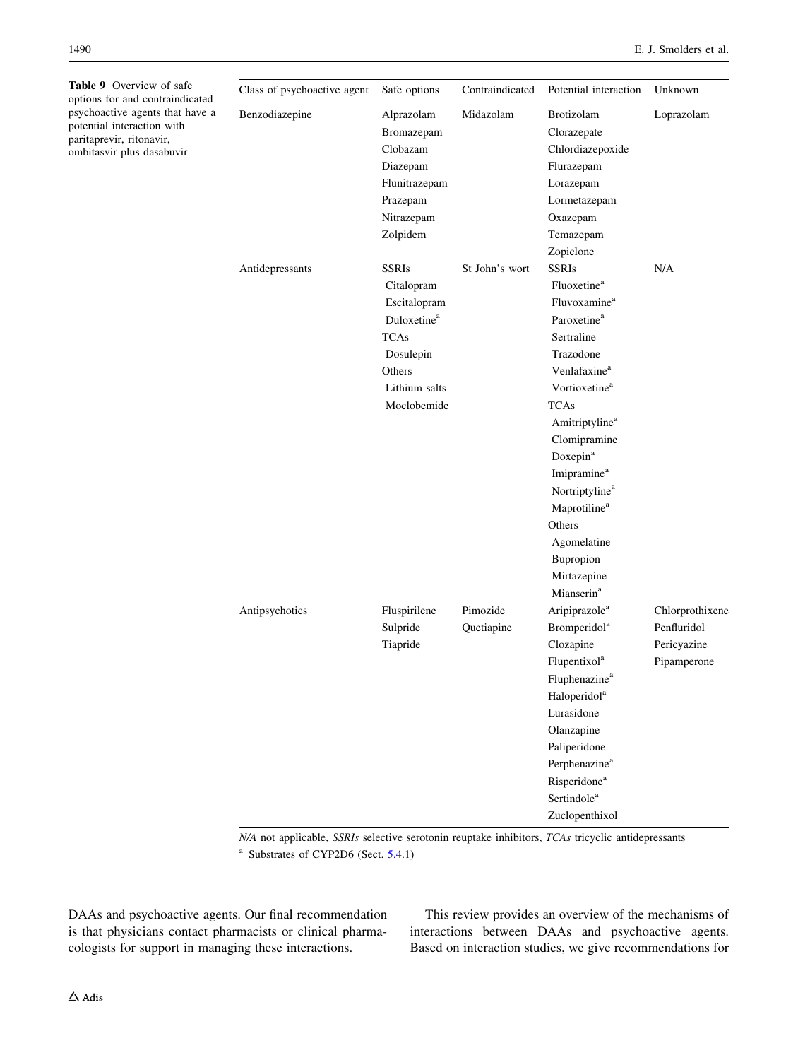**Table 9** Overview of safe options for and contraindicated psychoactive agents that have a potential interaction with paritaprevir, ritonavir, ombitasvir plus dasabuvir

| Class of psychoactive agent | Safe options | Contraindicated | Potential interaction | Unknown |
|---|---|---|---|---|
| Benzodiazepine | Alprazolam<br>Bromazepam<br>Clobazam<br>Diazepam<br>Flunitrazepam<br>Prazepam<br>Nitrazepam<br>Zolpidem | Midazolam | Brotizolam<br>Clorazepate<br>Chlordiazepoxide<br>Flurazepam<br>Lorazepam<br>Lormetazepam<br>Oxazepam<br>Temazepam<br>Zopiclone | Loprazolam |
| Antidepressants | SSRIs<br>Citalopram<br>Escitalopram<br>Duloxetine[a]<br>TCAs<br>Dosulepin<br>Others<br>Lithium salts<br>Moclobemide | St John's wort | SSRIs<br>Fluoxetine[a]<br>Fluvoxamine[a]<br>Paroxetine[a]<br>Sertraline<br>Trazodone<br>Venlafaxine[a]<br>Vortioxetine[a]<br>TCAs<br>Amitriptyline[a]<br>Clomipramine<br>Doxepin[a]<br>Imipramine[a]<br>Nortriptyline[a]<br>Maprotiline[a]<br>Others<br>Agomelatine<br>Bupropion<br>Mirtazepine<br>Mianserin[a] | N/A |
| Antipsychotics | Fluspirilene<br>Sulpride<br>Tiapride | Pimozide<br>Quetiapine | Aripiprazole[a]<br>Bromperidol[a]<br>Clozapine<br>Flupentixol[a]<br>Fluphenazine[a]<br>Haloperidol[a]<br>Lurasidone<br>Olanzapine<br>Paliperidone<br>Perphenazine[a]<br>Risperidone[a]<br>Sertindole[a]<br>Zuclopenthixol | Chlorprothixene<br>Penfluridol<br>Pericyazine<br>Pipamperone |

*N/A* not applicable, *SSRIs* selective serotonin reuptake inhibitors, *TCAs* tricyclic antidepressants

[a] Substrates of CYP2D6 (Sect. 5.4.1)

DAAs and psychoactive agents. Our final recommendation is that physicians contact pharmacists or clinical pharmacologists for support in managing these interactions.

This review provides an overview of the mechanisms of interactions between DAAs and psychoactive agents. Based on interaction studies, we give recommendations for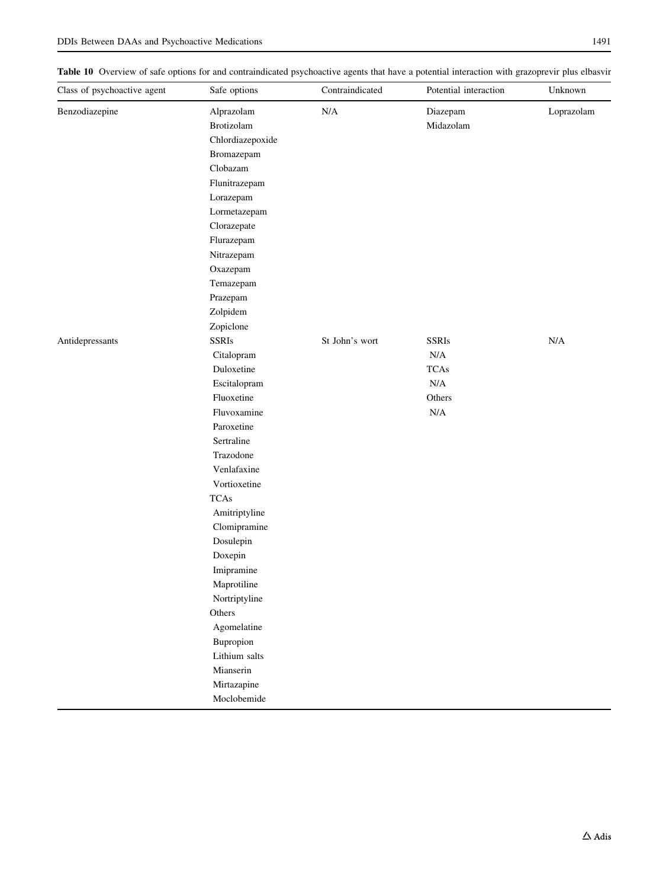**Table 10** Overview of safe options for and contraindicated psychoactive agents that have a potential interaction with grazoprevir plus elbasvir

| Class of psychoactive agent | Safe options | Contraindicated | Potential interaction | Unknown |
|---|---|---|---|---|
| Benzodiazepine | Alprazolam | N/A | Diazepam | Loprazolam |
| | Brotizolam | | Midazolam | |
| | Chlordiazepoxide | | | |
| | Bromazepam | | | |
| | Clobazam | | | |
| | Flunitrazepam | | | |
| | Lorazepam | | | |
| | Lormetazepam | | | |
| | Clorazepate | | | |
| | Flurazepam | | | |
| | Nitrazepam | | | |
| | Oxazepam | | | |
| | Temazepam | | | |
| | Prazepam | | | |
| | Zolpidem | | | |
| | Zopiclone | | | |
| Antidepressants | SSRIs | St John's wort | SSRIs | N/A |
| | Citalopram | | N/A | |
| | Duloxetine | | TCAs | |
| | Escitalopram | | N/A | |
| | Fluoxetine | | Others | |
| | Fluvoxamine | | N/A | |
| | Paroxetine | | | |
| | Sertraline | | | |
| | Trazodone | | | |
| | Venlafaxine | | | |
| | Vortioxetine | | | |
| | TCAs | | | |
| | Amitriptyline | | | |
| | Clomipramine | | | |
| | Dosulepin | | | |
| | Doxepin | | | |
| | Imipramine | | | |
| | Maprotiline | | | |
| | Nortriptyline | | | |
| | Others | | | |
| | Agomelatine | | | |
| | Bupropion | | | |
| | Lithium salts | | | |
| | Mianserin | | | |
| | Mirtazapine | | | |
| | Moclobemide | | | |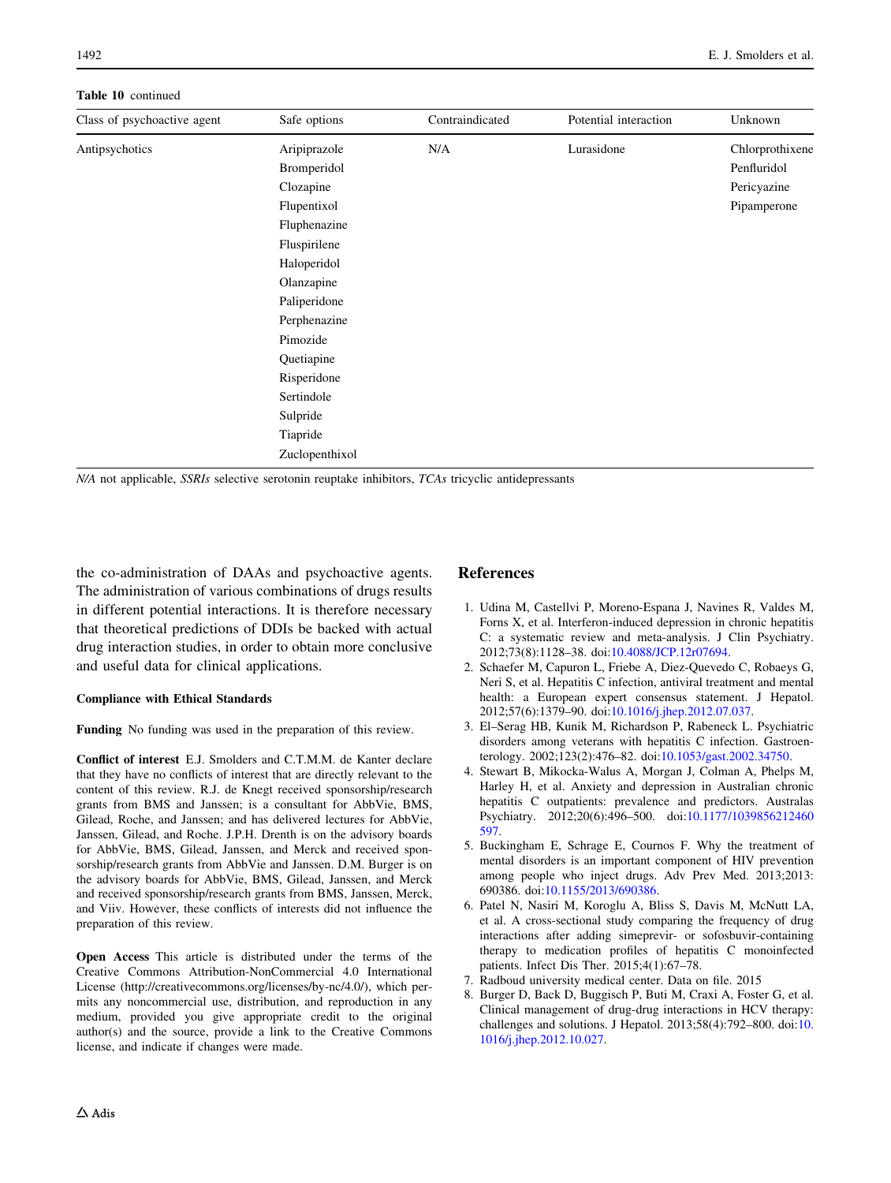**Table 10** continued

| Class of psychoactive agent | Safe options | Contraindicated | Potential interaction | Unknown |
|---|---|---|---|---|
| Antipsychotics | Aripiprazole<br>Bromperidol<br>Clozapine<br>Flupentixol<br>Fluphenazine<br>Fluspirilene<br>Haloperidol<br>Olanzapine<br>Paliperidone<br>Perphenazine<br>Pimozide<br>Quetiapine<br>Risperidone<br>Sertindole<br>Sulpride<br>Tiapride<br>Zuclopenthixol | N/A | Lurasidone | Chlorprothixene<br>Penfluridol<br>Pericyazine<br>Pipamperone |

*N/A* not applicable, *SSRIs* selective serotonin reuptake inhibitors, *TCAs* tricyclic antidepressants

the co-administration of DAAs and psychoactive agents. The administration of various combinations of drugs results in different potential interactions. It is therefore necessary that theoretical predictions of DDIs be backed with actual drug interaction studies, in order to obtain more conclusive and useful data for clinical applications.

#### Compliance with Ethical Standards

**Funding** No funding was used in the preparation of this review.

**Conflict of interest** E.J. Smolders and C.T.M.M. de Kanter declare that they have no conflicts of interest that are directly relevant to the content of this review. R.J. de Knegt received sponsorship/research grants from BMS and Janssen; is a consultant for AbbVie, BMS, Gilead, Roche, and Janssen; and has delivered lectures for AbbVie, Janssen, Gilead, and Roche. J.P.H. Drenth is on the advisory boards for AbbVie, BMS, Gilead, Janssen, and Merck and received sponsorship/research grants from AbbVie and Janssen. D.M. Burger is on the advisory boards for AbbVie, BMS, Gilead, Janssen, and Merck and received sponsorship/research grants from BMS, Janssen, Merck, and Viiv. However, these conflicts of interests did not influence the preparation of this review.

**Open Access** This article is distributed under the terms of the Creative Commons Attribution-NonCommercial 4.0 International License (http://creativecommons.org/licenses/by-nc/4.0/), which permits any noncommercial use, distribution, and reproduction in any medium, provided you give appropriate credit to the original author(s) and the source, provide a link to the Creative Commons license, and indicate if changes were made.

## References

1. Udina M, Castellvi P, Moreno-Espana J, Navines R, Valdes M, Forns X, et al. Interferon-induced depression in chronic hepatitis C: a systematic review and meta-analysis. J Clin Psychiatry. 2012;73(8):1128–38. doi:10.4088/JCP.12r07694.
2. Schaefer M, Capuron L, Friebe A, Diez-Quevedo C, Robaeys G, Neri S, et al. Hepatitis C infection, antiviral treatment and mental health: a European expert consensus statement. J Hepatol. 2012;57(6):1379–90. doi:10.1016/j.jhep.2012.07.037.
3. El–Serag HB, Kunik M, Richardson P, Rabeneck L. Psychiatric disorders among veterans with hepatitis C infection. Gastroenterology. 2002;123(2):476–82. doi:10.1053/gast.2002.34750.
4. Stewart B, Mikocka-Walus A, Morgan J, Colman A, Phelps M, Harley H, et al. Anxiety and depression in Australian chronic hepatitis C outpatients: prevalence and predictors. Australas Psychiatry. 2012;20(6):496–500. doi:10.1177/1039856212460597.
5. Buckingham E, Schrage E, Cournos F. Why the treatment of mental disorders is an important component of HIV prevention among people who inject drugs. Adv Prev Med. 2013;2013:690386. doi:10.1155/2013/690386.
6. Patel N, Nasiri M, Koroglu A, Bliss S, Davis M, McNutt LA, et al. A cross-sectional study comparing the frequency of drug interactions after adding simeprevir- or sofosbuvir-containing therapy to medication profiles of hepatitis C monoinfected patients. Infect Dis Ther. 2015;4(1):67–78.
7. Radboud university medical center. Data on file. 2015
8. Burger D, Back D, Buggisch P, Buti M, Craxi A, Foster G, et al. Clinical management of drug-drug interactions in HCV therapy: challenges and solutions. J Hepatol. 2013;58(4):792–800. doi:10.1016/j.jhep.2012.10.027.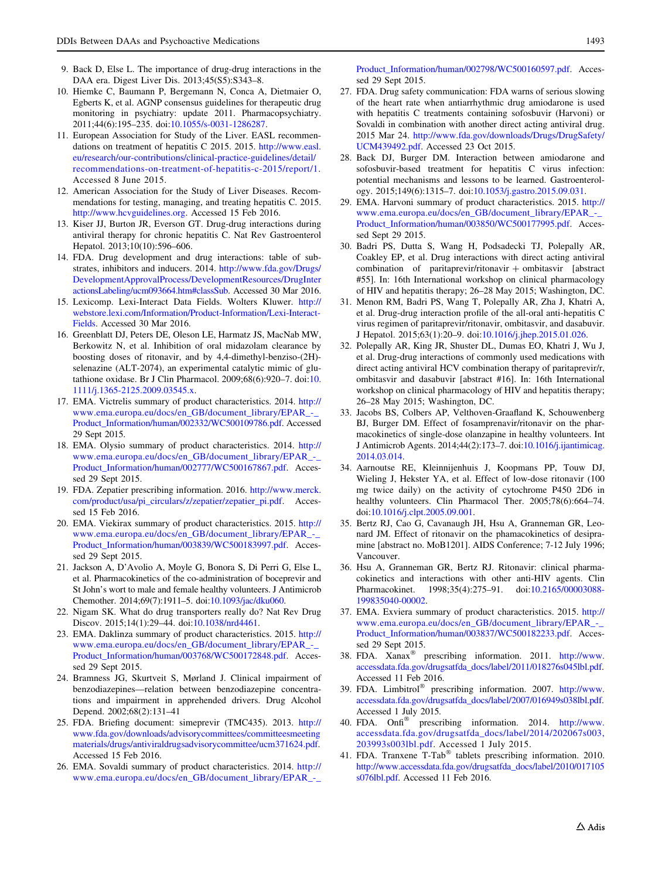9. Back D, Else L. The importance of drug-drug interactions in the DAA era. Digest Liver Dis. 2013;45(S5):S343–8.
10. Hiemke C, Baumann P, Bergemann N, Conca A, Dietmaier O, Egberts K, et al. AGNP consensus guidelines for therapeutic drug monitoring in psychiatry: update 2011. Pharmacopsychiatry. 2011;44(6):195–235. doi:10.1055/s-0031-1286287.
11. European Association for Study of the Liver. EASL recommendations for treatment of hepatitis C 2015. 2015. http://www.easl.eu/research/our-contributions/clinical-practice-guidelines/detail/recommendations-on-treatment-of-hepatitis-c-2015/report/1. Accessed 8 June 2015.
12. American Association for the Study of Liver Diseases. Recommendations for testing, managing, and treating hepatitis C. 2015. http://www.hcvguidelines.org. Accessed 15 Feb 2016.
13. Kiser JJ, Burton JR, Everson GT. Drug-drug interactions during antiviral therapy for chronic hepatitis C. Nat Rev Gastroenterol Hepatol. 2013;10(10):596–606.
14. FDA. Drug development and drug interactions: table of substrates, inhibitors and inducers. 2014. http://www.fda.gov/Drugs/DevelopmentApprovalProcess/DevelopmentResources/DrugInteractionsLabeling/ucm093664.htm#classSub. Accessed 30 Mar 2016.
15. Lexicomp. Lexi-Interact Data Fields. Wolters Kluwer. http://webstore.lexi.com/Information/Product-Information/Lexi-Interact-Fields. Accessed 30 Mar 2016.
16. Greenblatt DJ, Peters DE, Oleson LE, Harmatz JS, MacNab MW, Berkowitz N, et al. Inhibition of oral midazolam clearance by boosting doses of ritonavir, and by 4,4-dimethyl-benziso-(2H)-selenazine (ALT-2074), an experimental catalytic mimic of glutathione oxidase. Br J Clin Pharmacol. 2009;68(6):920–7. doi:10.1111/j.1365-2125.2009.03545.x.
17. EMA. Victrelis summary of product characteristics. 2014. http://www.ema.europa.eu/docs/en_GB/document_library/EPAR_-_Product_Information/human/002332/WC500109786.pdf. Accessed 29 Sept 2015.
18. EMA. Olysio summary of product characteristics. 2014. http://www.ema.europa.eu/docs/en_GB/document_library/EPAR_-_Product_Information/human/002777/WC500167867.pdf. Accessed 29 Sept 2015.
19. FDA. Zepatier prescribing information. 2016. http://www.merck.com/product/usa/pi_circulars/z/zepatier/zepatier_pi.pdf. Accessed 15 Feb 2016.
20. EMA. Viekirax summary of product characteristics. 2015. http://www.ema.europa.eu/docs/en_GB/document_library/EPAR_-_Product_Information/human/003839/WC500183997.pdf. Accessed 29 Sept 2015.
21. Jackson A, D'Avolio A, Moyle G, Bonora S, Di Perri G, Else L, et al. Pharmacokinetics of the co-administration of boceprevir and St John's wort to male and female healthy volunteers. J Antimicrob Chemother. 2014;69(7):1911–5. doi:10.1093/jac/dku060.
22. Nigam SK. What do drug transporters really do? Nat Rev Drug Discov. 2015;14(1):29–44. doi:10.1038/nrd4461.
23. EMA. Daklinza summary of product characteristics. 2015. http://www.ema.europa.eu/docs/en_GB/document_library/EPAR_-_Product_Information/human/003768/WC500172848.pdf. Accessed 29 Sept 2015.
24. Bramness JG, Skurtveit S, Mørland J. Clinical impairment of benzodiazepines—relation between benzodiazepine concentrations and impairment in apprehended drivers. Drug Alcohol Depend. 2002;68(2):131–41
25. FDA. Briefing document: simeprevir (TMC435). 2013. http://www.fda.gov/downloads/advisorycommittees/committeesmeetingmaterials/drugs/antiviraldrugsadvisorycommittee/ucm371624.pdf. Accessed 15 Feb 2016.
26. EMA. Sovaldi summary of product characteristics. 2014. http://www.ema.europa.eu/docs/en_GB/document_library/EPAR_-_Product_Information/human/002798/WC500160597.pdf. Accessed 29 Sept 2015.
27. FDA. Drug safety communication: FDA warns of serious slowing of the heart rate when antiarrhythmic drug amiodarone is used with hepatitis C treatments containing sofosbuvir (Harvoni) or Sovaldi in combination with another direct acting antiviral drug. 2015 Mar 24. http://www.fda.gov/downloads/Drugs/DrugSafety/UCM439492.pdf. Accessed 23 Oct 2015.
28. Back DJ, Burger DM. Interaction between amiodarone and sofosbuvir-based treatment for hepatitis C virus infection: potential mechanisms and lessons to be learned. Gastroenterology. 2015;149(6):1315–7. doi:10.1053/j.gastro.2015.09.031.
29. EMA. Harvoni summary of product characteristics. 2015. http://www.ema.europa.eu/docs/en_GB/document_library/EPAR_-_Product_Information/human/003850/WC500177995.pdf. Accessed Sept 29 2015.
30. Badri PS, Dutta S, Wang H, Podsadecki TJ, Polepally AR, Coakley EP, et al. Drug interactions with direct acting antiviral combination of paritaprevir/ritonavir + ombitasvir [abstract #55]. In: 16th International workshop on clinical pharmacology of HIV and hepatitis therapy; 26–28 May 2015; Washington, DC.
31. Menon RM, Badri PS, Wang T, Polepally AR, Zha J, Khatri A, et al. Drug-drug interaction profile of the all-oral anti-hepatitis C virus regimen of paritaprevir/ritonavir, ombitasvir, and dasabuvir. J Hepatol. 2015;63(1):20–9. doi:10.1016/j.jhep.2015.01.026.
32. Polepally AR, King JR, Shuster DL, Dumas EO, Khatri J, Wu J, et al. Drug-drug interactions of commonly used medications with direct acting antiviral HCV combination therapy of paritaprevir/r, ombitasvir and dasabuvir [abstract #16]. In: 16th International workshop on clinical pharmacology of HIV and hepatitis therapy; 26–28 May 2015; Washington, DC.
33. Jacobs BS, Colbers AP, Velthoven-Graafland K, Schouwenberg BJ, Burger DM. Effect of fosamprenavir/ritonavir on the pharmacokinetics of single-dose olanzapine in healthy volunteers. Int J Antimicrob Agents. 2014;44(2):173–7. doi:10.1016/j.ijantimicag.2014.03.014.
34. Aarnoutse RE, Kleinnijenhuis J, Koopmans PP, Touw DJ, Wieling J, Hekster YA, et al. Effect of low-dose ritonavir (100 mg twice daily) on the activity of cytochrome P450 2D6 in healthy volunteers. Clin Pharmacol Ther. 2005;78(6):664–74. doi:10.1016/j.clpt.2005.09.001.
35. Bertz RJ, Cao G, Cavanaugh JH, Hsu A, Granneman GR, Leonard JM. Effect of ritonavir on the phamacokinetics of desipramine [abstract no. MoB1201]. AIDS Conference; 7-12 July 1996; Vancouver.
36. Hsu A, Granneman GR, Bertz RJ. Ritonavir: clinical pharmacokinetics and interactions with other anti-HIV agents. Clin Pharmacokinet. 1998;35(4):275–91. doi:10.2165/00003088-199835040-00002.
37. EMA. Exviera summary of product characteristics. 2015. http://www.ema.europa.eu/docs/en_GB/document_library/EPAR_-_Product_Information/human/003837/WC500182233.pdf. Accessed 29 Sept 2015.
38. FDA. Xanax® prescribing information. 2011. http://www.accessdata.fda.gov/drugsatfda_docs/label/2011/018276s045lbl.pdf. Accessed 11 Feb 2016.
39. FDA. Limbitrol® prescribing information. 2007. http://www.accessdata.fda.gov/drugsatfda_docs/label/2007/016949s038lbl.pdf. Accessed 1 July 2015.
40. FDA. Onfi® prescribing information. 2014. http://www.accessdata.fda.gov/drugsatfda_docs/label/2014/202067s003,203993s003lbl.pdf. Accessed 1 July 2015.
41. FDA. Tranxene T-Tab® tablets prescribing information. 2010. http://www.accessdata.fda.gov/drugsatfda_docs/label/2010/017105s076lbl.pdf. Accessed 11 Feb 2016.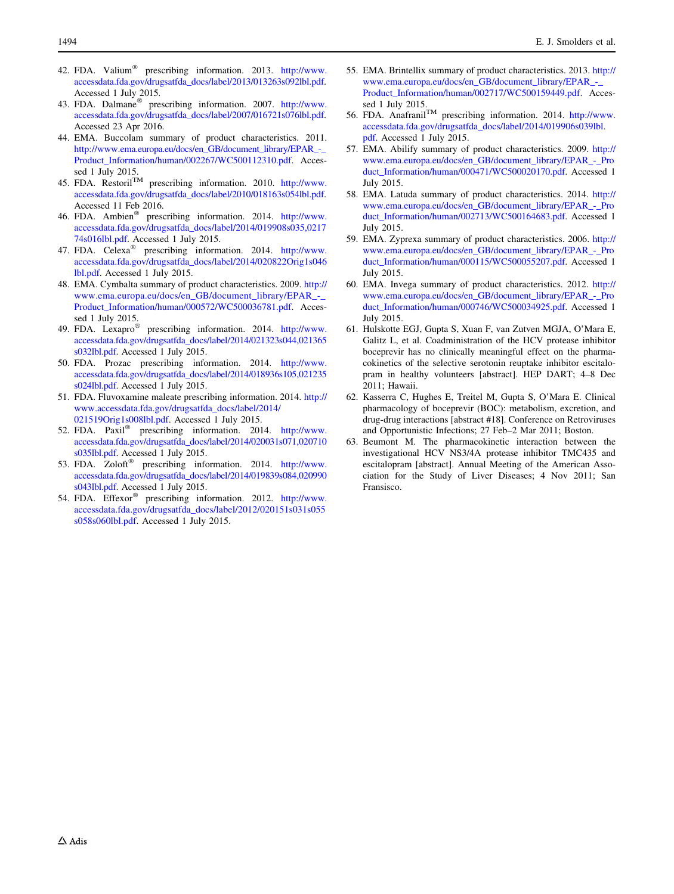42. FDA. Valium® prescribing information. 2013. http://www.accessdata.fda.gov/drugsatfda_docs/label/2013/013263s092lbl.pdf. Accessed 1 July 2015.
43. FDA. Dalmane® prescribing information. 2007. http://www.accessdata.fda.gov/drugsatfda_docs/label/2007/016721s076lbl.pdf. Accessed 23 Apr 2016.
44. EMA. Buccolam summary of product characteristics. 2011. http://www.ema.europa.eu/docs/en_GB/document_library/EPAR_-_Product_Information/human/002267/WC500112310.pdf. Accessed 1 July 2015.
45. FDA. Restoril™ prescribing information. 2010. http://www.accessdata.fda.gov/drugsatfda_docs/label/2010/018163s054lbl.pdf. Accessed 11 Feb 2016.
46. FDA. Ambien® prescribing information. 2014. http://www.accessdata.fda.gov/drugsatfda_docs/label/2014/019908s035,021774s016lbl.pdf. Accessed 1 July 2015.
47. FDA. Celexa® prescribing information. 2014. http://www.accessdata.fda.gov/drugsatfda_docs/label/2014/020822Orig1s046lbl.pdf. Accessed 1 July 2015.
48. EMA. Cymbalta summary of product characteristics. 2009. http://www.ema.europa.eu/docs/en_GB/document_library/EPAR_-_Product_Information/human/000572/WC500036781.pdf. Accessed 1 July 2015.
49. FDA. Lexapro® prescribing information. 2014. http://www.accessdata.fda.gov/drugsatfda_docs/label/2014/021323s044,021365s032lbl.pdf. Accessed 1 July 2015.
50. FDA. Prozac prescribing information. 2014. http://www.accessdata.fda.gov/drugsatfda_docs/label/2014/018936s105,021235s024lbl.pdf. Accessed 1 July 2015.
51. FDA. Fluvoxamine maleate prescribing information. 2014. http://www.accessdata.fda.gov/drugsatfda_docs/label/2014/021519Orig1s008lbl.pdf. Accessed 1 July 2015.
52. FDA. Paxil® prescribing information. 2014. http://www.accessdata.fda.gov/drugsatfda_docs/label/2014/020031s071,020710s035lbl.pdf. Accessed 1 July 2015.
53. FDA. Zoloft® prescribing information. 2014. http://www.accessdata.fda.gov/drugsatfda_docs/label/2014/019839s084,020990s043lbl.pdf. Accessed 1 July 2015.
54. FDA. Effexor® prescribing information. 2012. http://www.accessdata.fda.gov/drugsatfda_docs/label/2012/020151s031s055s058s060lbl.pdf. Accessed 1 July 2015.
55. EMA. Brintellix summary of product characteristics. 2013. http://www.ema.europa.eu/docs/en_GB/document_library/EPAR_-_Product_Information/human/002717/WC500159449.pdf. Accessed 1 July 2015.
56. FDA. Anafranil™ prescribing information. 2014. http://www.accessdata.fda.gov/drugsatfda_docs/label/2014/019906s039lbl.pdf. Accessed 1 July 2015.
57. EMA. Abilify summary of product characteristics. 2009. http://www.ema.europa.eu/docs/en_GB/document_library/EPAR_-_Product_Information/human/000471/WC500020170.pdf. Accessed 1 July 2015.
58. EMA. Latuda summary of product characteristics. 2014. http://www.ema.europa.eu/docs/en_GB/document_library/EPAR_-_Product_Information/human/002713/WC500164683.pdf. Accessed 1 July 2015.
59. EMA. Zyprexa summary of product characteristics. 2006. http://www.ema.europa.eu/docs/en_GB/document_library/EPAR_-_Product_Information/human/000115/WC500055207.pdf. Accessed 1 July 2015.
60. EMA. Invega summary of product characteristics. 2012. http://www.ema.europa.eu/docs/en_GB/document_library/EPAR_-_Product_Information/human/000746/WC500034925.pdf. Accessed 1 July 2015.
61. Hulskotte EGJ, Gupta S, Xuan F, van Zutven MGJA, O'Mara E, Galitz L, et al. Coadministration of the HCV protease inhibitor boceprevir has no clinically meaningful effect on the pharmacokinetics of the selective serotonin reuptake inhibitor escitalopram in healthy volunteers [abstract]. HEP DART; 4–8 Dec 2011; Hawaii.
62. Kasserra C, Hughes E, Treitel M, Gupta S, O'Mara E. Clinical pharmacology of boceprevir (BOC): metabolism, excretion, and drug-drug interactions [abstract #18]. Conference on Retroviruses and Opportunistic Infections; 27 Feb–2 Mar 2011; Boston.
63. Beumont M. The pharmacokinetic interaction between the investigational HCV NS3/4A protease inhibitor TMC435 and escitalopram [abstract]. Annual Meeting of the American Association for the Study of Liver Diseases; 4 Nov 2011; San Fransisco.